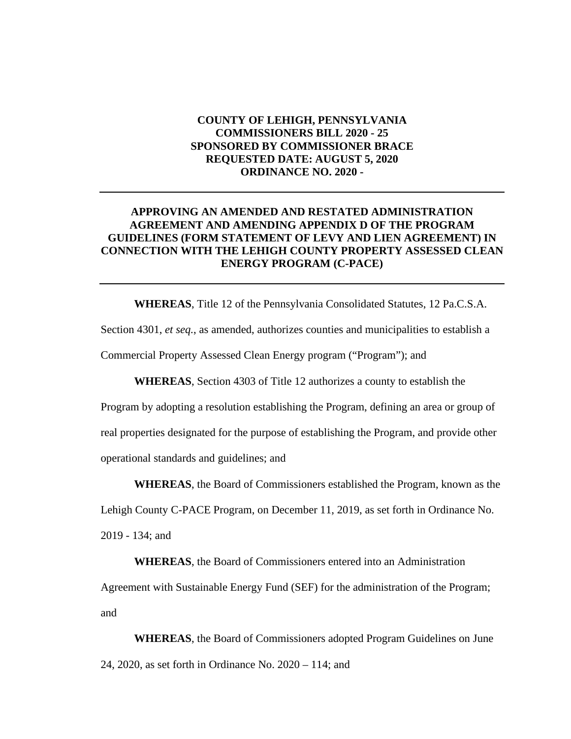**COUNTY OF LEHIGH, PENNSYLVANIA**
**COMMISSIONERS BILL 2020 - 25**
**SPONSORED BY COMMISSIONER BRACE**
**REQUESTED DATE: AUGUST 5, 2020**
**ORDINANCE NO. 2020 -**

---

**APPROVING AN AMENDED AND RESTATED ADMINISTRATION AGREEMENT AND AMENDING APPENDIX D OF THE PROGRAM GUIDELINES (FORM STATEMENT OF LEVY AND LIEN AGREEMENT) IN CONNECTION WITH THE LEHIGH COUNTY PROPERTY ASSESSED CLEAN ENERGY PROGRAM (C-PACE)**

---

**WHEREAS**, Title 12 of the Pennsylvania Consolidated Statutes, 12 Pa.C.S.A. Section 4301, *et seq.*, as amended, authorizes counties and municipalities to establish a Commercial Property Assessed Clean Energy program ("Program"); and

**WHEREAS**, Section 4303 of Title 12 authorizes a county to establish the Program by adopting a resolution establishing the Program, defining an area or group of real properties designated for the purpose of establishing the Program, and provide other operational standards and guidelines; and

**WHEREAS**, the Board of Commissioners established the Program, known as the Lehigh County C-PACE Program, on December 11, 2019, as set forth in Ordinance No. 2019 - 134; and

**WHEREAS**, the Board of Commissioners entered into an Administration Agreement with Sustainable Energy Fund (SEF) for the administration of the Program; and

**WHEREAS**, the Board of Commissioners adopted Program Guidelines on June 24, 2020, as set forth in Ordinance No. 2020 – 114; and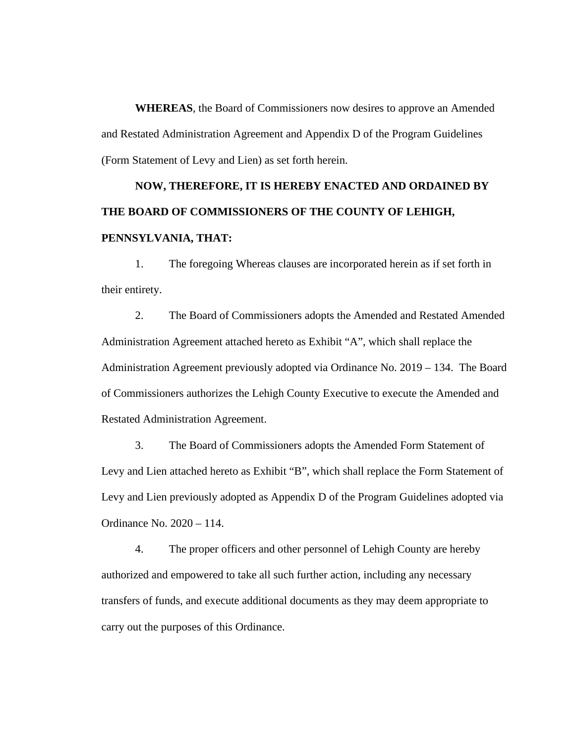**WHEREAS**, the Board of Commissioners now desires to approve an Amended and Restated Administration Agreement and Appendix D of the Program Guidelines (Form Statement of Levy and Lien) as set forth herein.

**NOW, THEREFORE, IT IS HEREBY ENACTED AND ORDAINED BY THE BOARD OF COMMISSIONERS OF THE COUNTY OF LEHIGH, PENNSYLVANIA, THAT:**

1. The foregoing Whereas clauses are incorporated herein as if set forth in their entirety.

2. The Board of Commissioners adopts the Amended and Restated Amended Administration Agreement attached hereto as Exhibit "A", which shall replace the Administration Agreement previously adopted via Ordinance No. 2019 – 134. The Board of Commissioners authorizes the Lehigh County Executive to execute the Amended and Restated Administration Agreement.

3. The Board of Commissioners adopts the Amended Form Statement of Levy and Lien attached hereto as Exhibit "B", which shall replace the Form Statement of Levy and Lien previously adopted as Appendix D of the Program Guidelines adopted via Ordinance No. 2020 – 114.

4. The proper officers and other personnel of Lehigh County are hereby authorized and empowered to take all such further action, including any necessary transfers of funds, and execute additional documents as they may deem appropriate to carry out the purposes of this Ordinance.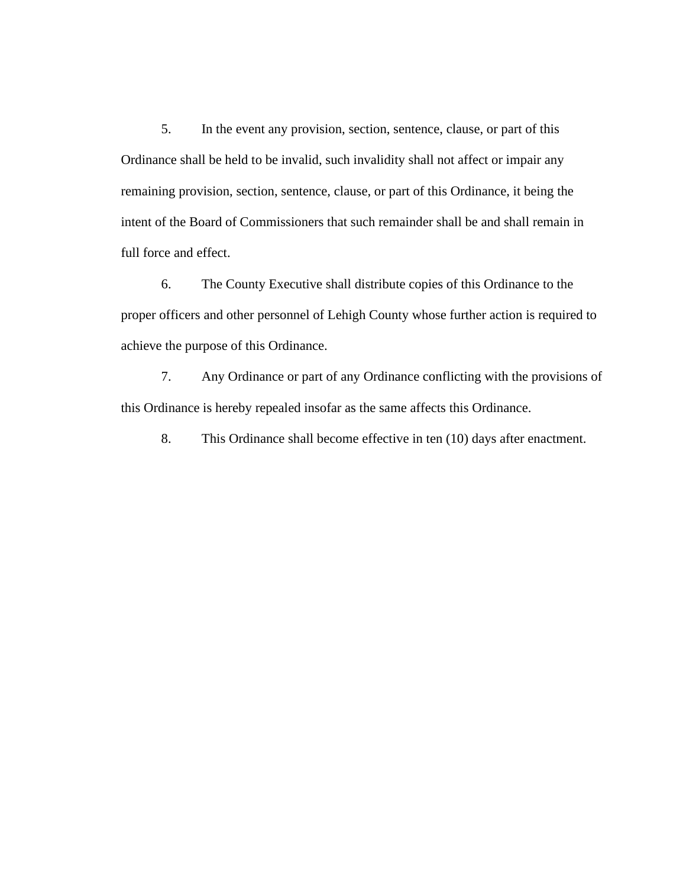5. In the event any provision, section, sentence, clause, or part of this Ordinance shall be held to be invalid, such invalidity shall not affect or impair any remaining provision, section, sentence, clause, or part of this Ordinance, it being the intent of the Board of Commissioners that such remainder shall be and shall remain in full force and effect.

6. The County Executive shall distribute copies of this Ordinance to the proper officers and other personnel of Lehigh County whose further action is required to achieve the purpose of this Ordinance.

7. Any Ordinance or part of any Ordinance conflicting with the provisions of this Ordinance is hereby repealed insofar as the same affects this Ordinance.

8. This Ordinance shall become effective in ten (10) days after enactment.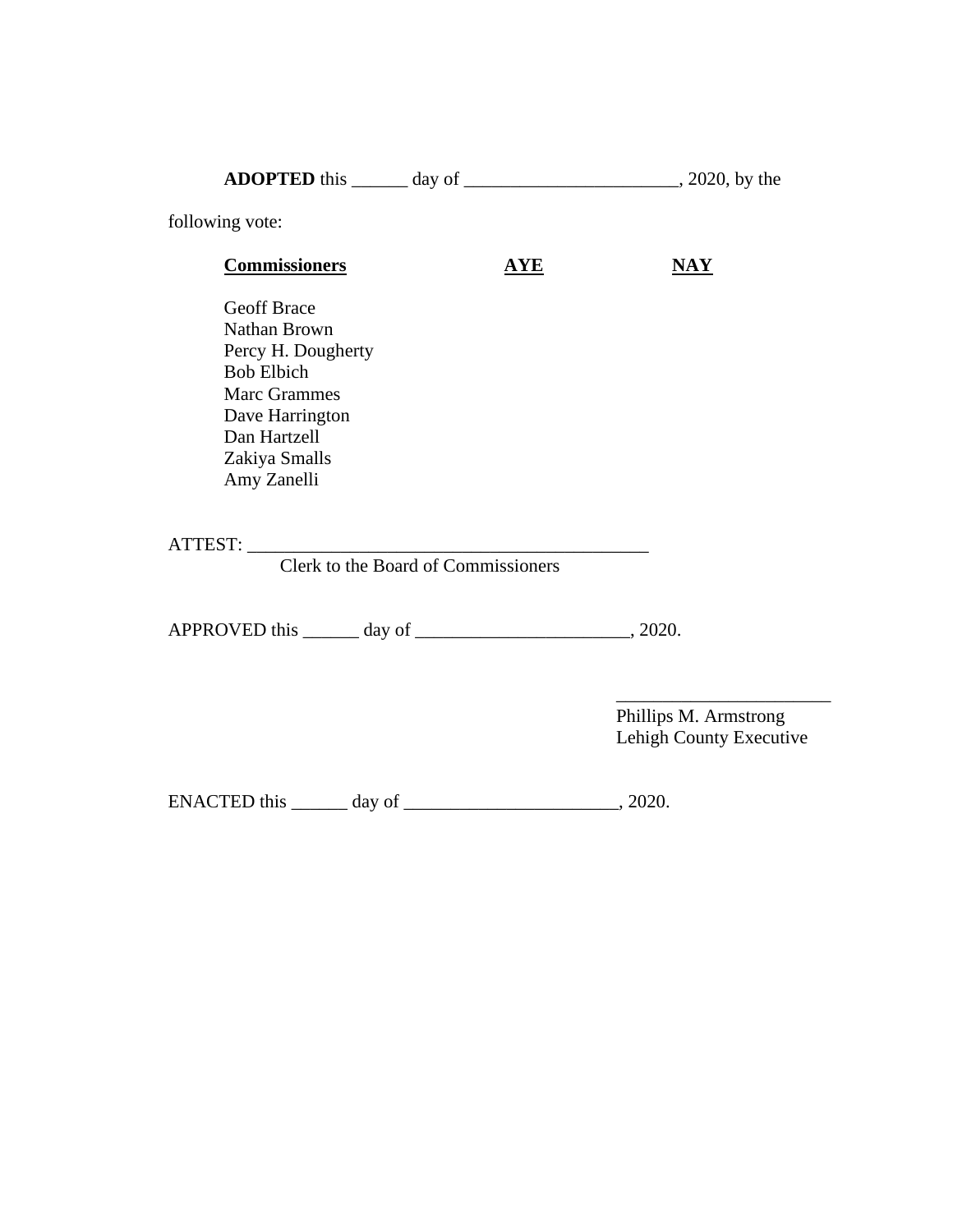**ADOPTED** this ______ day of _______________________, 2020, by the following vote:

| **Commissioners** | **AYE** | **NAY** |
|---|---|---|
| Geoff Brace | | |
| Nathan Brown | | |
| Percy H. Dougherty | | |
| Bob Elbich | | |
| Marc Grammes | | |
| Dave Harrington | | |
| Dan Hartzell | | |
| Zakiya Smalls | | |
| Amy Zanelli | | |

ATTEST: ____________________________________________
Clerk to the Board of Commissioners

APPROVED this ______ day of _______________________, 2020.

_______________________
Phillips M. Armstrong
Lehigh County Executive

ENACTED this ______ day of _______________________, 2020.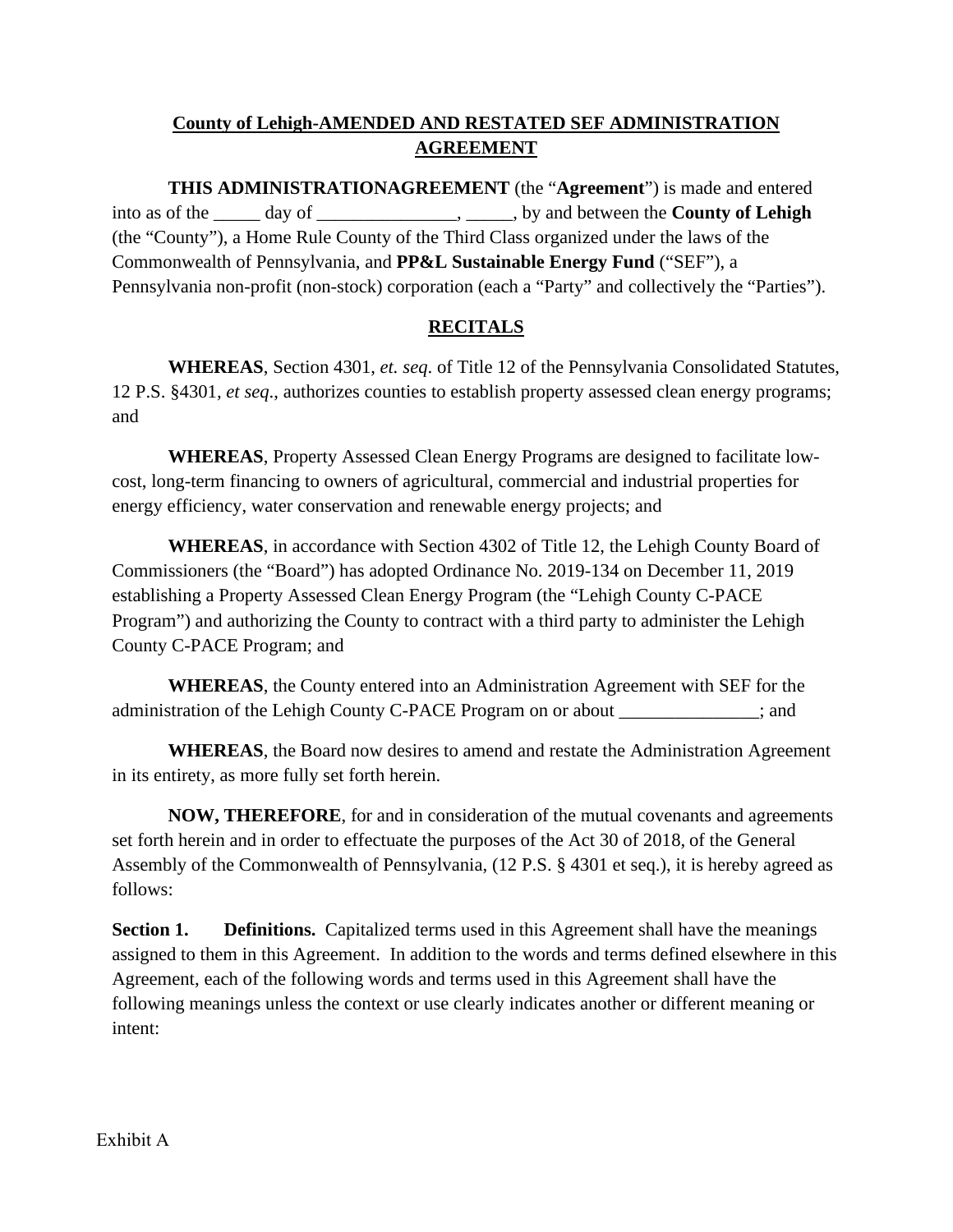**County of Lehigh-AMENDED AND RESTATED SEF ADMINISTRATION AGREEMENT**

**THIS ADMINISTRATIONAGREEMENT** (the "**Agreement**") is made and entered into as of the _____ day of _______________, _____, by and between the **County of Lehigh** (the "County"), a Home Rule County of the Third Class organized under the laws of the Commonwealth of Pennsylvania, and **PP&L Sustainable Energy Fund** ("SEF"), a Pennsylvania non-profit (non-stock) corporation (each a "Party" and collectively the "Parties").

**RECITALS**

**WHEREAS**, Section 4301, *et. seq.* of Title 12 of the Pennsylvania Consolidated Statutes, 12 P.S. §4301, *et seq*., authorizes counties to establish property assessed clean energy programs; and

**WHEREAS**, Property Assessed Clean Energy Programs are designed to facilitate low-cost, long-term financing to owners of agricultural, commercial and industrial properties for energy efficiency, water conservation and renewable energy projects; and

**WHEREAS**, in accordance with Section 4302 of Title 12, the Lehigh County Board of Commissioners (the "Board") has adopted Ordinance No. 2019-134 on December 11, 2019 establishing a Property Assessed Clean Energy Program (the "Lehigh County C-PACE Program") and authorizing the County to contract with a third party to administer the Lehigh County C-PACE Program; and

**WHEREAS**, the County entered into an Administration Agreement with SEF for the administration of the Lehigh County C-PACE Program on or about _______________; and

**WHEREAS**, the Board now desires to amend and restate the Administration Agreement in its entirety, as more fully set forth herein.

**NOW, THEREFORE**, for and in consideration of the mutual covenants and agreements set forth herein and in order to effectuate the purposes of the Act 30 of 2018, of the General Assembly of the Commonwealth of Pennsylvania, (12 P.S. § 4301 et seq.), it is hereby agreed as follows:

**Section 1. Definitions.** Capitalized terms used in this Agreement shall have the meanings assigned to them in this Agreement. In addition to the words and terms defined elsewhere in this Agreement, each of the following words and terms used in this Agreement shall have the following meanings unless the context or use clearly indicates another or different meaning or intent:

Exhibit A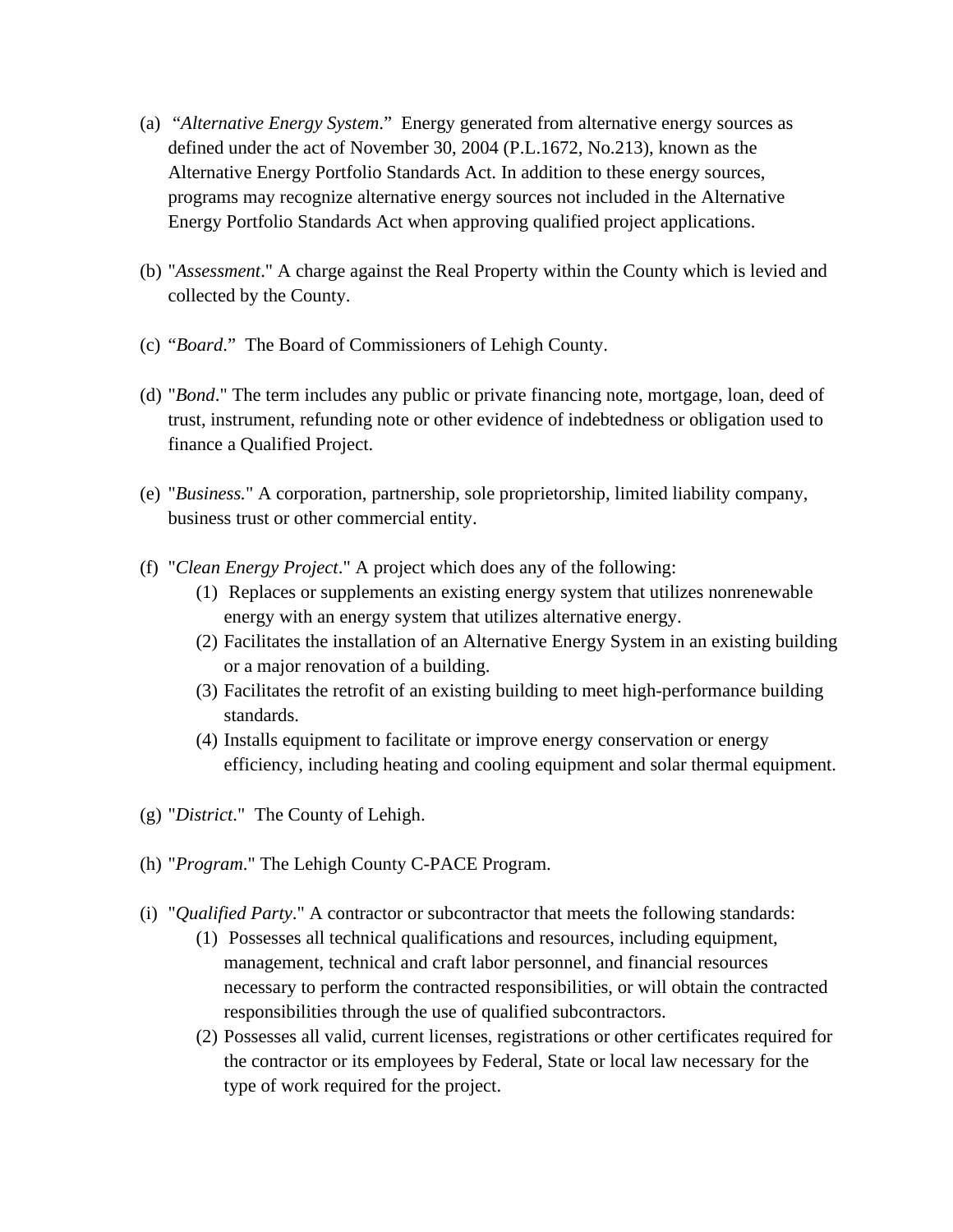(a) "*Alternative Energy System*." Energy generated from alternative energy sources as defined under the act of November 30, 2004 (P.L.1672, No.213), known as the Alternative Energy Portfolio Standards Act. In addition to these energy sources, programs may recognize alternative energy sources not included in the Alternative Energy Portfolio Standards Act when approving qualified project applications.

(b) "*Assessment*." A charge against the Real Property within the County which is levied and collected by the County.

(c) "*Board*." The Board of Commissioners of Lehigh County.

(d) "*Bond*." The term includes any public or private financing note, mortgage, loan, deed of trust, instrument, refunding note or other evidence of indebtedness or obligation used to finance a Qualified Project.

(e) "*Business.*" A corporation, partnership, sole proprietorship, limited liability company, business trust or other commercial entity.

(f) "*Clean Energy Project*." A project which does any of the following:

   (1) Replaces or supplements an existing energy system that utilizes nonrenewable energy with an energy system that utilizes alternative energy.
   (2) Facilitates the installation of an Alternative Energy System in an existing building or a major renovation of a building.
   (3) Facilitates the retrofit of an existing building to meet high-performance building standards.
   (4) Installs equipment to facilitate or improve energy conservation or energy efficiency, including heating and cooling equipment and solar thermal equipment.

(g) "*District*." The County of Lehigh.

(h) "*Program*." The Lehigh County C-PACE Program.

(i) "*Qualified Party*." A contractor or subcontractor that meets the following standards:

   (1) Possesses all technical qualifications and resources, including equipment, management, technical and craft labor personnel, and financial resources necessary to perform the contracted responsibilities, or will obtain the contracted responsibilities through the use of qualified subcontractors.
   (2) Possesses all valid, current licenses, registrations or other certificates required for the contractor or its employees by Federal, State or local law necessary for the type of work required for the project.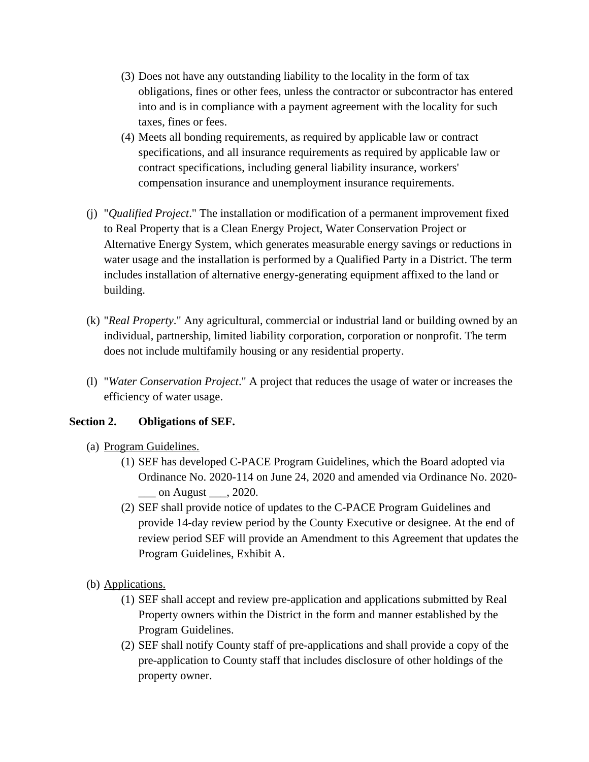(3) Does not have any outstanding liability to the locality in the form of tax obligations, fines or other fees, unless the contractor or subcontractor has entered into and is in compliance with a payment agreement with the locality for such taxes, fines or fees.

(4) Meets all bonding requirements, as required by applicable law or contract specifications, and all insurance requirements as required by applicable law or contract specifications, including general liability insurance, workers' compensation insurance and unemployment insurance requirements.

(j) "*Qualified Project*." The installation or modification of a permanent improvement fixed to Real Property that is a Clean Energy Project, Water Conservation Project or Alternative Energy System, which generates measurable energy savings or reductions in water usage and the installation is performed by a Qualified Party in a District. The term includes installation of alternative energy-generating equipment affixed to the land or building.

(k) "*Real Property*." Any agricultural, commercial or industrial land or building owned by an individual, partnership, limited liability corporation, corporation or nonprofit. The term does not include multifamily housing or any residential property.

(l) "*Water Conservation Project*." A project that reduces the usage of water or increases the efficiency of water usage.

**Section 2. Obligations of SEF.**

(a) Program Guidelines.

(1) SEF has developed C-PACE Program Guidelines, which the Board adopted via Ordinance No. 2020-114 on June 24, 2020 and amended via Ordinance No. 2020-___ on August ___, 2020.

(2) SEF shall provide notice of updates to the C-PACE Program Guidelines and provide 14-day review period by the County Executive or designee. At the end of review period SEF will provide an Amendment to this Agreement that updates the Program Guidelines, Exhibit A.

(b) Applications.

(1) SEF shall accept and review pre-application and applications submitted by Real Property owners within the District in the form and manner established by the Program Guidelines.

(2) SEF shall notify County staff of pre-applications and shall provide a copy of the pre-application to County staff that includes disclosure of other holdings of the property owner.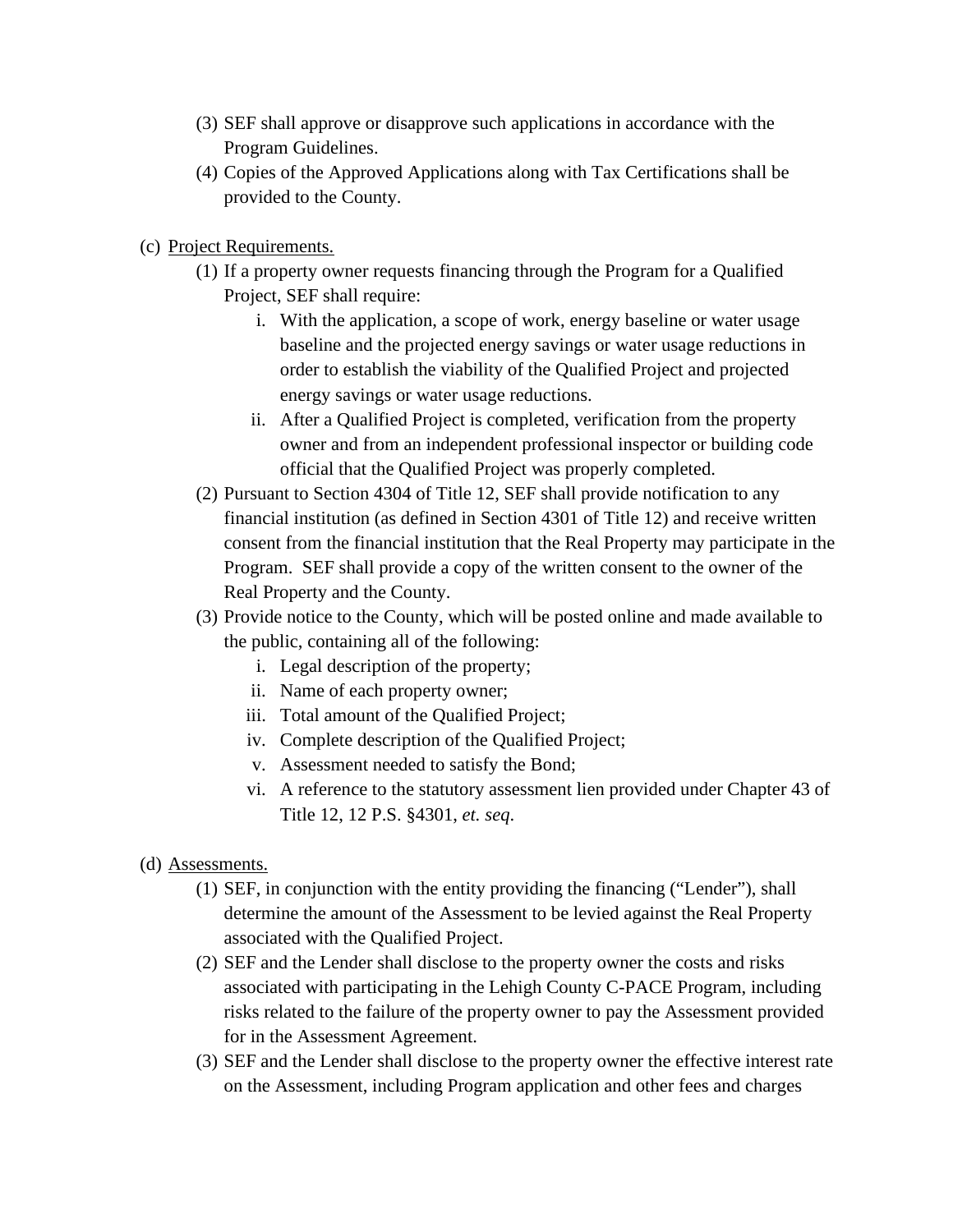(3) SEF shall approve or disapprove such applications in accordance with the Program Guidelines.

(4) Copies of the Approved Applications along with Tax Certifications shall be provided to the County.

(c) Project Requirements.

(1) If a property owner requests financing through the Program for a Qualified Project, SEF shall require:

i. With the application, a scope of work, energy baseline or water usage baseline and the projected energy savings or water usage reductions in order to establish the viability of the Qualified Project and projected energy savings or water usage reductions.

ii. After a Qualified Project is completed, verification from the property owner and from an independent professional inspector or building code official that the Qualified Project was properly completed.

(2) Pursuant to Section 4304 of Title 12, SEF shall provide notification to any financial institution (as defined in Section 4301 of Title 12) and receive written consent from the financial institution that the Real Property may participate in the Program. SEF shall provide a copy of the written consent to the owner of the Real Property and the County.

(3) Provide notice to the County, which will be posted online and made available to the public, containing all of the following:

i. Legal description of the property;

ii. Name of each property owner;

iii. Total amount of the Qualified Project;

iv. Complete description of the Qualified Project;

v. Assessment needed to satisfy the Bond;

vi. A reference to the statutory assessment lien provided under Chapter 43 of Title 12, 12 P.S. §4301, *et. seq*.

(d) Assessments.

(1) SEF, in conjunction with the entity providing the financing ("Lender"), shall determine the amount of the Assessment to be levied against the Real Property associated with the Qualified Project.

(2) SEF and the Lender shall disclose to the property owner the costs and risks associated with participating in the Lehigh County C-PACE Program, including risks related to the failure of the property owner to pay the Assessment provided for in the Assessment Agreement.

(3) SEF and the Lender shall disclose to the property owner the effective interest rate on the Assessment, including Program application and other fees and charges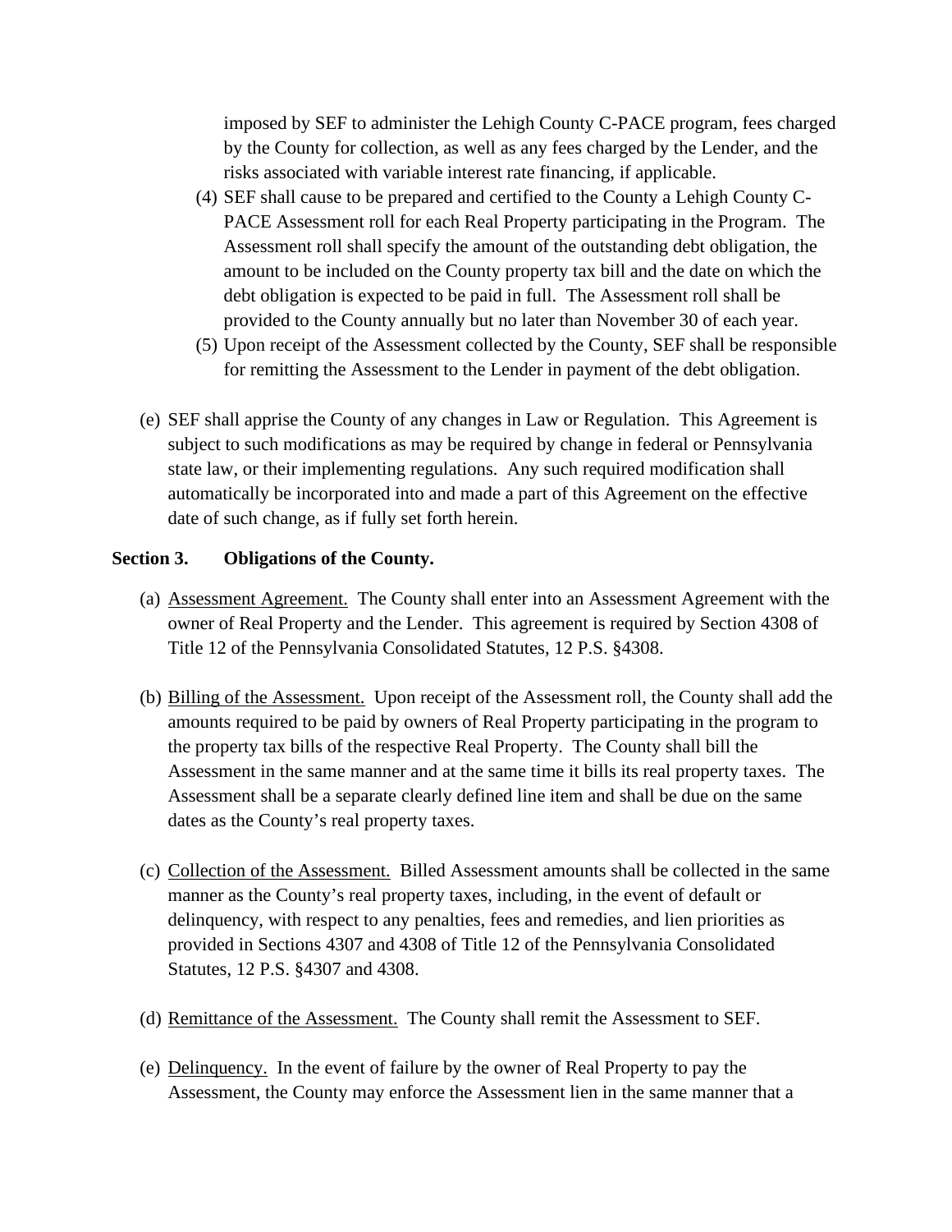imposed by SEF to administer the Lehigh County C-PACE program, fees charged by the County for collection, as well as any fees charged by the Lender, and the risks associated with variable interest rate financing, if applicable.

(4) SEF shall cause to be prepared and certified to the County a Lehigh County C-PACE Assessment roll for each Real Property participating in the Program. The Assessment roll shall specify the amount of the outstanding debt obligation, the amount to be included on the County property tax bill and the date on which the debt obligation is expected to be paid in full. The Assessment roll shall be provided to the County annually but no later than November 30 of each year.

(5) Upon receipt of the Assessment collected by the County, SEF shall be responsible for remitting the Assessment to the Lender in payment of the debt obligation.

(e) SEF shall apprise the County of any changes in Law or Regulation. This Agreement is subject to such modifications as may be required by change in federal or Pennsylvania state law, or their implementing regulations. Any such required modification shall automatically be incorporated into and made a part of this Agreement on the effective date of such change, as if fully set forth herein.

**Section 3. Obligations of the County.**

(a) Assessment Agreement. The County shall enter into an Assessment Agreement with the owner of Real Property and the Lender. This agreement is required by Section 4308 of Title 12 of the Pennsylvania Consolidated Statutes, 12 P.S. §4308.

(b) Billing of the Assessment. Upon receipt of the Assessment roll, the County shall add the amounts required to be paid by owners of Real Property participating in the program to the property tax bills of the respective Real Property. The County shall bill the Assessment in the same manner and at the same time it bills its real property taxes. The Assessment shall be a separate clearly defined line item and shall be due on the same dates as the County's real property taxes.

(c) Collection of the Assessment. Billed Assessment amounts shall be collected in the same manner as the County's real property taxes, including, in the event of default or delinquency, with respect to any penalties, fees and remedies, and lien priorities as provided in Sections 4307 and 4308 of Title 12 of the Pennsylvania Consolidated Statutes, 12 P.S. §4307 and 4308.

(d) Remittance of the Assessment. The County shall remit the Assessment to SEF.

(e) Delinquency. In the event of failure by the owner of Real Property to pay the Assessment, the County may enforce the Assessment lien in the same manner that a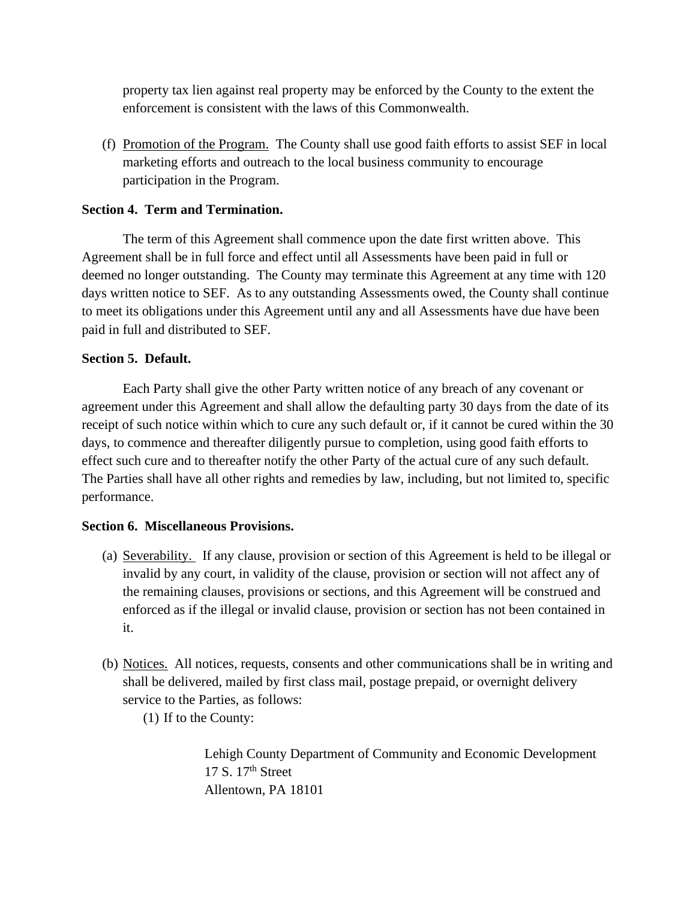property tax lien against real property may be enforced by the County to the extent the enforcement is consistent with the laws of this Commonwealth.

(f) Promotion of the Program. The County shall use good faith efforts to assist SEF in local marketing efforts and outreach to the local business community to encourage participation in the Program.

**Section 4. Term and Termination.**

The term of this Agreement shall commence upon the date first written above. This Agreement shall be in full force and effect until all Assessments have been paid in full or deemed no longer outstanding. The County may terminate this Agreement at any time with 120 days written notice to SEF. As to any outstanding Assessments owed, the County shall continue to meet its obligations under this Agreement until any and all Assessments have due have been paid in full and distributed to SEF.

**Section 5. Default.**

Each Party shall give the other Party written notice of any breach of any covenant or agreement under this Agreement and shall allow the defaulting party 30 days from the date of its receipt of such notice within which to cure any such default or, if it cannot be cured within the 30 days, to commence and thereafter diligently pursue to completion, using good faith efforts to effect such cure and to thereafter notify the other Party of the actual cure of any such default. The Parties shall have all other rights and remedies by law, including, but not limited to, specific performance.

**Section 6. Miscellaneous Provisions.**

(a) Severability. If any clause, provision or section of this Agreement is held to be illegal or invalid by any court, in validity of the clause, provision or section will not affect any of the remaining clauses, provisions or sections, and this Agreement will be construed and enforced as if the illegal or invalid clause, provision or section has not been contained in it.

(b) Notices. All notices, requests, consents and other communications shall be in writing and shall be delivered, mailed by first class mail, postage prepaid, or overnight delivery service to the Parties, as follows:

(1) If to the County:

Lehigh County Department of Community and Economic Development
17 S. 17th Street
Allentown, PA 18101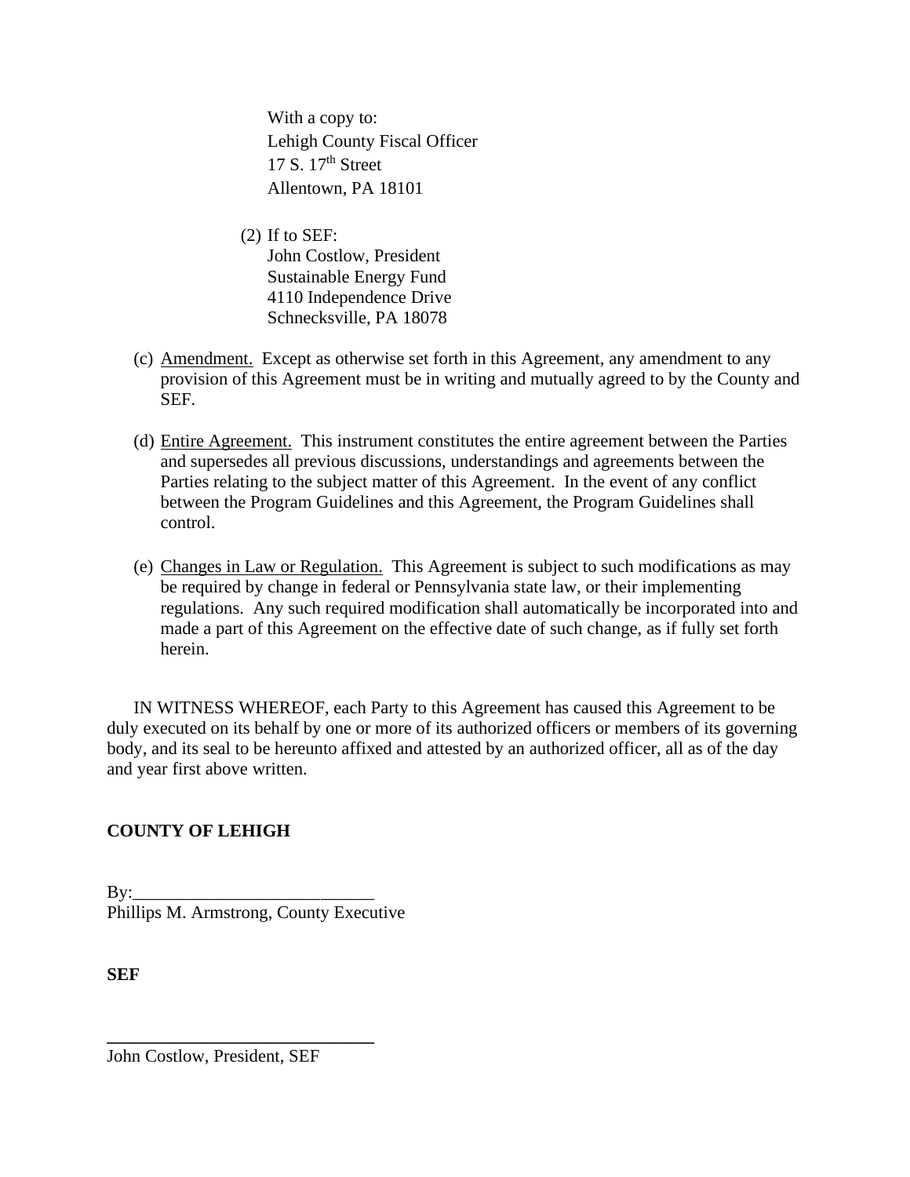With a copy to:
Lehigh County Fiscal Officer
17 S. 17th Street
Allentown, PA 18101

(2) If to SEF:
John Costlow, President
Sustainable Energy Fund
4110 Independence Drive
Schnecksville, PA 18078

(c) Amendment. Except as otherwise set forth in this Agreement, any amendment to any provision of this Agreement must be in writing and mutually agreed to by the County and SEF.

(d) Entire Agreement. This instrument constitutes the entire agreement between the Parties and supersedes all previous discussions, understandings and agreements between the Parties relating to the subject matter of this Agreement. In the event of any conflict between the Program Guidelines and this Agreement, the Program Guidelines shall control.

(e) Changes in Law or Regulation. This Agreement is subject to such modifications as may be required by change in federal or Pennsylvania state law, or their implementing regulations. Any such required modification shall automatically be incorporated into and made a part of this Agreement on the effective date of such change, as if fully set forth herein.

IN WITNESS WHEREOF, each Party to this Agreement has caused this Agreement to be duly executed on its behalf by one or more of its authorized officers or members of its governing body, and its seal to be hereunto affixed and attested by an authorized officer, all as of the day and year first above written.

**COUNTY OF LEHIGH**

By:___________________________
Phillips M. Armstrong, County Executive

**SEF**

______________________________
John Costlow, President, SEF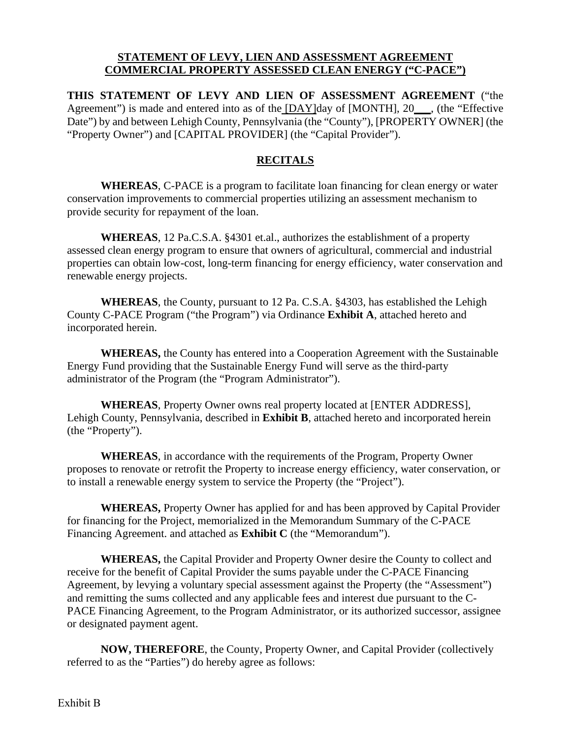**STATEMENT OF LEVY, LIEN AND ASSESSMENT AGREEMENT**
**COMMERCIAL PROPERTY ASSESSED CLEAN ENERGY ("C-PACE")**

**THIS STATEMENT OF LEVY AND LIEN OF ASSESSMENT AGREEMENT** ("the Agreement") is made and entered into as of the [DAY]day of [MONTH], 20___, (the "Effective Date") by and between Lehigh County, Pennsylvania (the "County"), [PROPERTY OWNER] (the "Property Owner") and [CAPITAL PROVIDER] (the "Capital Provider").

## RECITALS

**WHEREAS**, C-PACE is a program to facilitate loan financing for clean energy or water conservation improvements to commercial properties utilizing an assessment mechanism to provide security for repayment of the loan.

**WHEREAS**, 12 Pa.C.S.A. §4301 et.al., authorizes the establishment of a property assessed clean energy program to ensure that owners of agricultural, commercial and industrial properties can obtain low-cost, long-term financing for energy efficiency, water conservation and renewable energy projects.

**WHEREAS**, the County, pursuant to 12 Pa. C.S.A. §4303, has established the Lehigh County C-PACE Program ("the Program") via Ordinance **Exhibit A**, attached hereto and incorporated herein.

**WHEREAS,** the County has entered into a Cooperation Agreement with the Sustainable Energy Fund providing that the Sustainable Energy Fund will serve as the third-party administrator of the Program (the "Program Administrator").

**WHEREAS**, Property Owner owns real property located at [ENTER ADDRESS], Lehigh County, Pennsylvania, described in **Exhibit B**, attached hereto and incorporated herein (the "Property").

**WHEREAS**, in accordance with the requirements of the Program, Property Owner proposes to renovate or retrofit the Property to increase energy efficiency, water conservation, or to install a renewable energy system to service the Property (the "Project").

**WHEREAS,** Property Owner has applied for and has been approved by Capital Provider for financing for the Project, memorialized in the Memorandum Summary of the C-PACE Financing Agreement. and attached as **Exhibit C** (the "Memorandum").

**WHEREAS,** the Capital Provider and Property Owner desire the County to collect and receive for the benefit of Capital Provider the sums payable under the C-PACE Financing Agreement, by levying a voluntary special assessment against the Property (the "Assessment") and remitting the sums collected and any applicable fees and interest due pursuant to the C-PACE Financing Agreement, to the Program Administrator, or its authorized successor, assignee or designated payment agent.

**NOW, THEREFORE**, the County, Property Owner, and Capital Provider (collectively referred to as the "Parties") do hereby agree as follows:

Exhibit B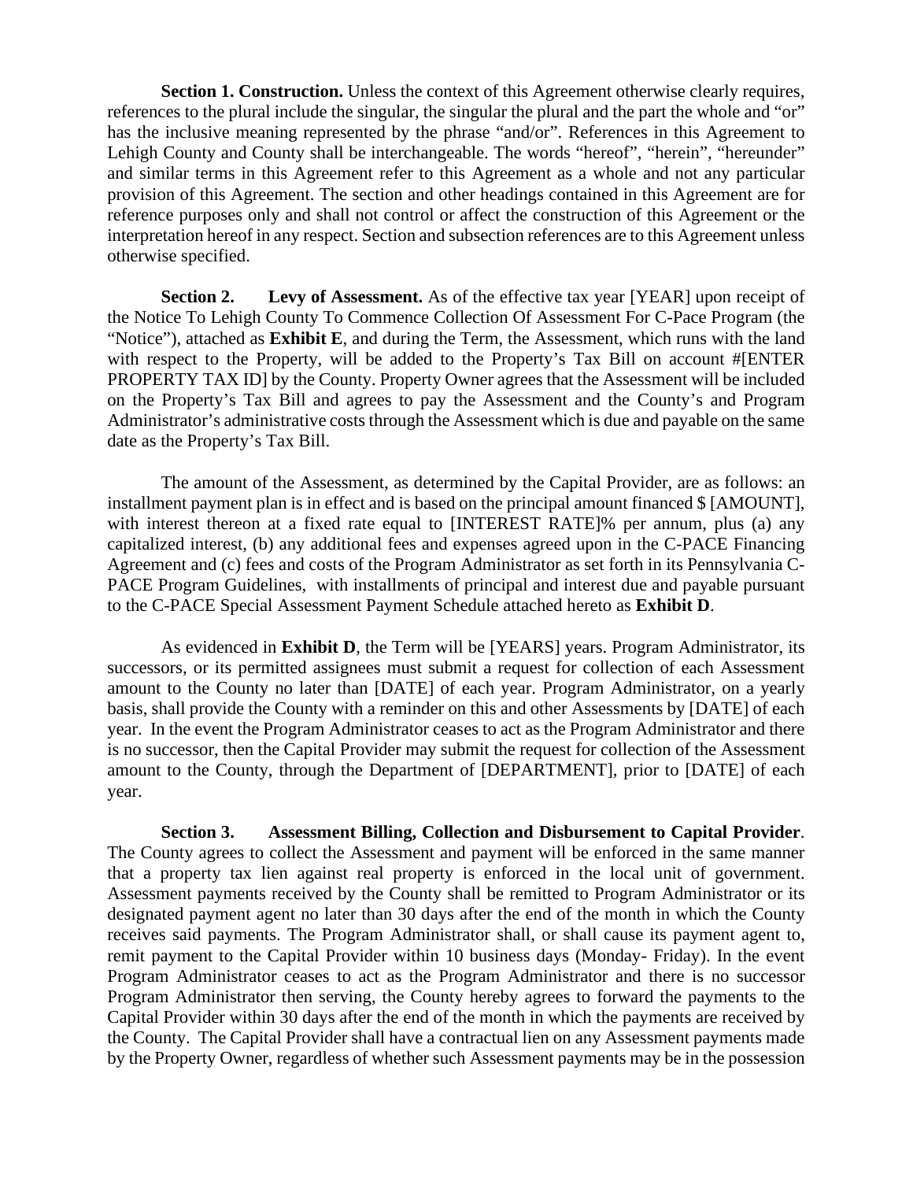**Section 1. Construction.** Unless the context of this Agreement otherwise clearly requires, references to the plural include the singular, the singular the plural and the part the whole and "or" has the inclusive meaning represented by the phrase "and/or". References in this Agreement to Lehigh County and County shall be interchangeable. The words "hereof", "herein", "hereunder" and similar terms in this Agreement refer to this Agreement as a whole and not any particular provision of this Agreement. The section and other headings contained in this Agreement are for reference purposes only and shall not control or affect the construction of this Agreement or the interpretation hereof in any respect. Section and subsection references are to this Agreement unless otherwise specified.

**Section 2. Levy of Assessment.** As of the effective tax year [YEAR] upon receipt of the Notice To Lehigh County To Commence Collection Of Assessment For C-Pace Program (the "Notice"), attached as **Exhibit E**, and during the Term, the Assessment, which runs with the land with respect to the Property, will be added to the Property's Tax Bill on account #[ENTER PROPERTY TAX ID] by the County. Property Owner agrees that the Assessment will be included on the Property's Tax Bill and agrees to pay the Assessment and the County's and Program Administrator's administrative costs through the Assessment which is due and payable on the same date as the Property's Tax Bill.

The amount of the Assessment, as determined by the Capital Provider, are as follows: an installment payment plan is in effect and is based on the principal amount financed $ [AMOUNT], with interest thereon at a fixed rate equal to [INTEREST RATE]% per annum, plus (a) any capitalized interest, (b) any additional fees and expenses agreed upon in the C-PACE Financing Agreement and (c) fees and costs of the Program Administrator as set forth in its Pennsylvania C-PACE Program Guidelines, with installments of principal and interest due and payable pursuant to the C-PACE Special Assessment Payment Schedule attached hereto as **Exhibit D**.

As evidenced in **Exhibit D**, the Term will be [YEARS] years. Program Administrator, its successors, or its permitted assignees must submit a request for collection of each Assessment amount to the County no later than [DATE] of each year. Program Administrator, on a yearly basis, shall provide the County with a reminder on this and other Assessments by [DATE] of each year. In the event the Program Administrator ceases to act as the Program Administrator and there is no successor, then the Capital Provider may submit the request for collection of the Assessment amount to the County, through the Department of [DEPARTMENT], prior to [DATE] of each year.

**Section 3. Assessment Billing, Collection and Disbursement to Capital Provider**. The County agrees to collect the Assessment and payment will be enforced in the same manner that a property tax lien against real property is enforced in the local unit of government. Assessment payments received by the County shall be remitted to Program Administrator or its designated payment agent no later than 30 days after the end of the month in which the County receives said payments. The Program Administrator shall, or shall cause its payment agent to, remit payment to the Capital Provider within 10 business days (Monday- Friday). In the event Program Administrator ceases to act as the Program Administrator and there is no successor Program Administrator then serving, the County hereby agrees to forward the payments to the Capital Provider within 30 days after the end of the month in which the payments are received by the County. The Capital Provider shall have a contractual lien on any Assessment payments made by the Property Owner, regardless of whether such Assessment payments may be in the possession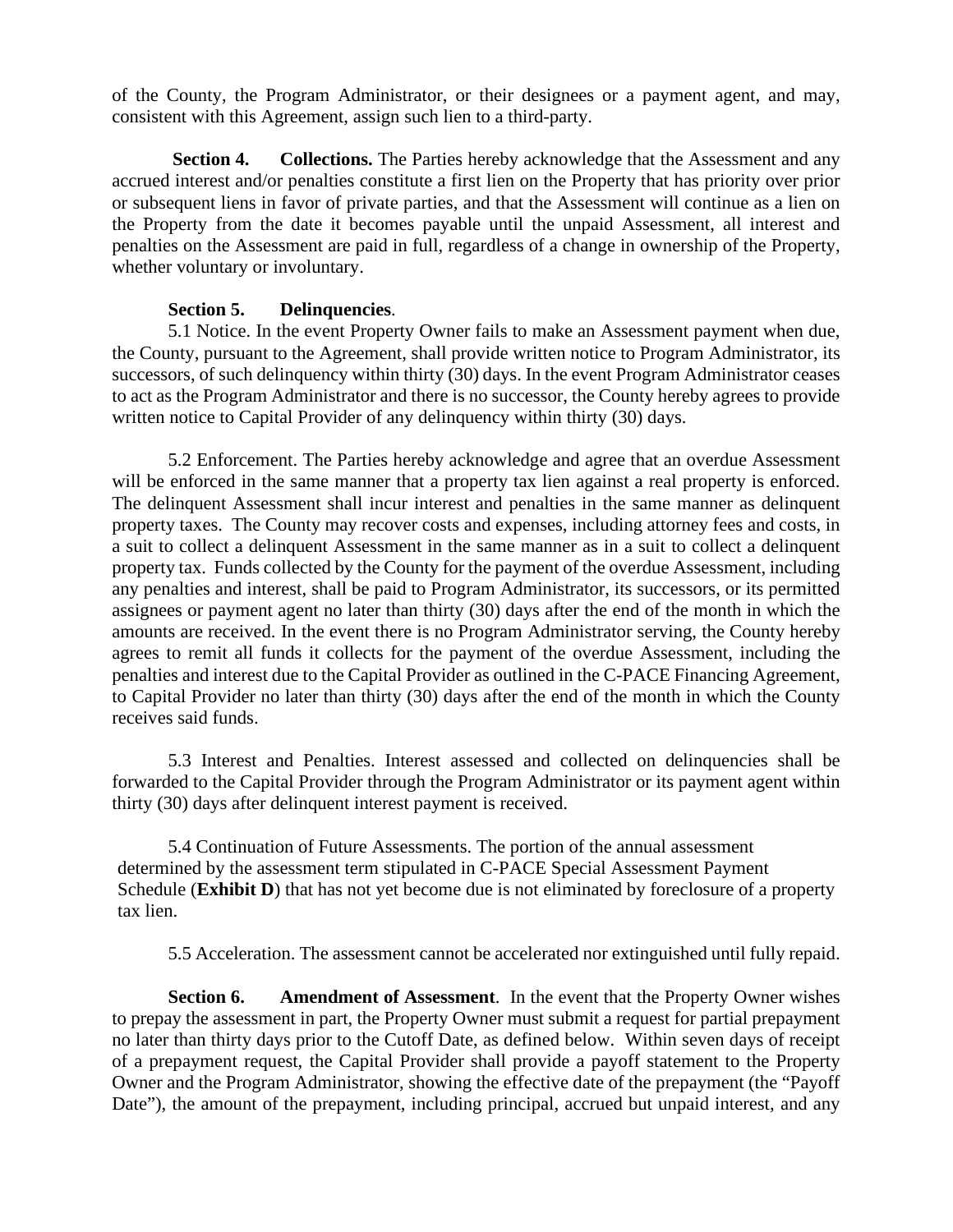of the County, the Program Administrator, or their designees or a payment agent, and may, consistent with this Agreement, assign such lien to a third-party.

**Section 4. Collections.** The Parties hereby acknowledge that the Assessment and any accrued interest and/or penalties constitute a first lien on the Property that has priority over prior or subsequent liens in favor of private parties, and that the Assessment will continue as a lien on the Property from the date it becomes payable until the unpaid Assessment, all interest and penalties on the Assessment are paid in full, regardless of a change in ownership of the Property, whether voluntary or involuntary.

**Section 5. Delinquencies**.

5.1 Notice. In the event Property Owner fails to make an Assessment payment when due, the County, pursuant to the Agreement, shall provide written notice to Program Administrator, its successors, of such delinquency within thirty (30) days. In the event Program Administrator ceases to act as the Program Administrator and there is no successor, the County hereby agrees to provide written notice to Capital Provider of any delinquency within thirty (30) days.

5.2 Enforcement. The Parties hereby acknowledge and agree that an overdue Assessment will be enforced in the same manner that a property tax lien against a real property is enforced. The delinquent Assessment shall incur interest and penalties in the same manner as delinquent property taxes. The County may recover costs and expenses, including attorney fees and costs, in a suit to collect a delinquent Assessment in the same manner as in a suit to collect a delinquent property tax. Funds collected by the County for the payment of the overdue Assessment, including any penalties and interest, shall be paid to Program Administrator, its successors, or its permitted assignees or payment agent no later than thirty (30) days after the end of the month in which the amounts are received. In the event there is no Program Administrator serving, the County hereby agrees to remit all funds it collects for the payment of the overdue Assessment, including the penalties and interest due to the Capital Provider as outlined in the C-PACE Financing Agreement, to Capital Provider no later than thirty (30) days after the end of the month in which the County receives said funds.

5.3 Interest and Penalties. Interest assessed and collected on delinquencies shall be forwarded to the Capital Provider through the Program Administrator or its payment agent within thirty (30) days after delinquent interest payment is received.

5.4 Continuation of Future Assessments. The portion of the annual assessment determined by the assessment term stipulated in C-PACE Special Assessment Payment Schedule (**Exhibit D**) that has not yet become due is not eliminated by foreclosure of a property tax lien.

5.5 Acceleration. The assessment cannot be accelerated nor extinguished until fully repaid.

**Section 6. Amendment of Assessment**. In the event that the Property Owner wishes to prepay the assessment in part, the Property Owner must submit a request for partial prepayment no later than thirty days prior to the Cutoff Date, as defined below. Within seven days of receipt of a prepayment request, the Capital Provider shall provide a payoff statement to the Property Owner and the Program Administrator, showing the effective date of the prepayment (the "Payoff Date"), the amount of the prepayment, including principal, accrued but unpaid interest, and any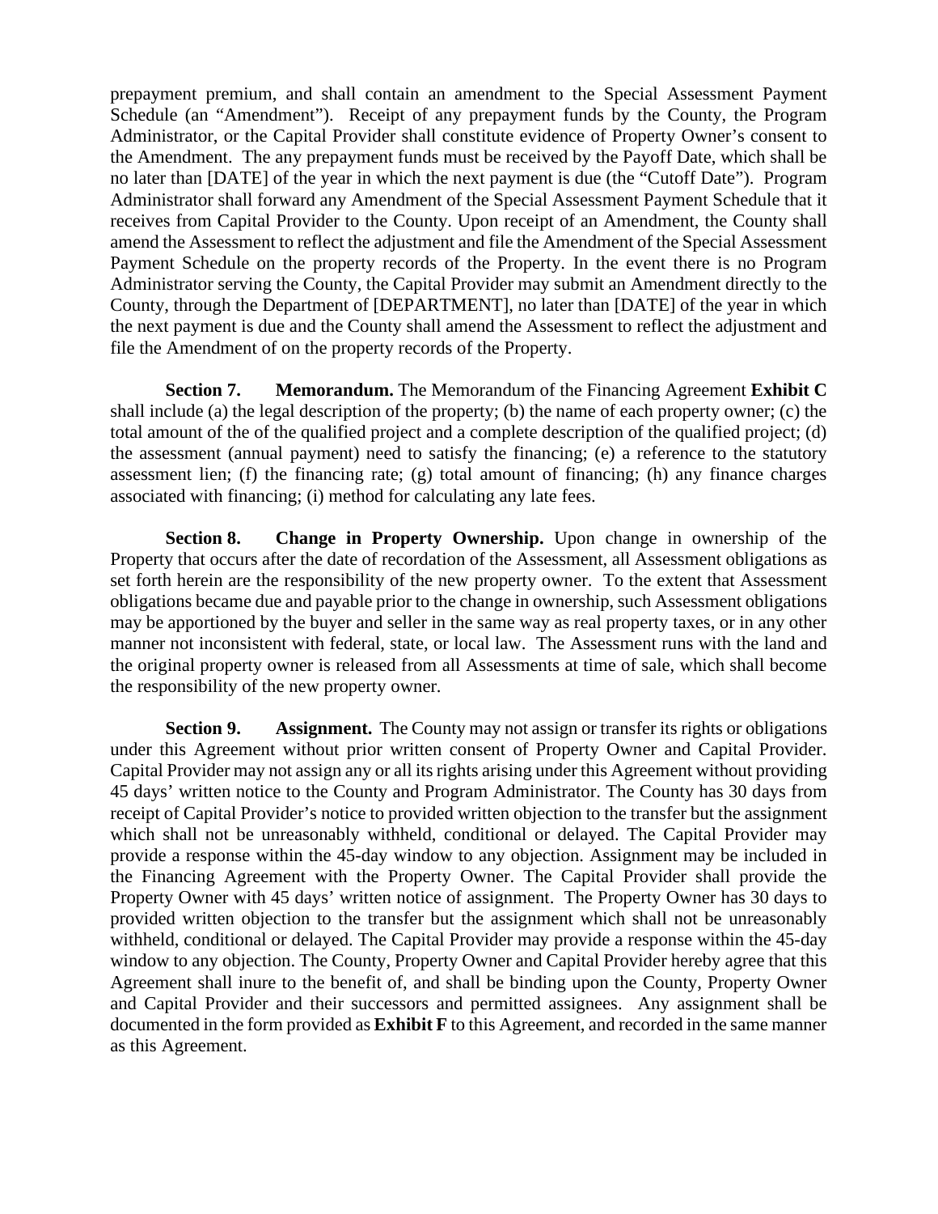prepayment premium, and shall contain an amendment to the Special Assessment Payment Schedule (an "Amendment"). Receipt of any prepayment funds by the County, the Program Administrator, or the Capital Provider shall constitute evidence of Property Owner's consent to the Amendment. The any prepayment funds must be received by the Payoff Date, which shall be no later than [DATE] of the year in which the next payment is due (the "Cutoff Date"). Program Administrator shall forward any Amendment of the Special Assessment Payment Schedule that it receives from Capital Provider to the County. Upon receipt of an Amendment, the County shall amend the Assessment to reflect the adjustment and file the Amendment of the Special Assessment Payment Schedule on the property records of the Property. In the event there is no Program Administrator serving the County, the Capital Provider may submit an Amendment directly to the County, through the Department of [DEPARTMENT], no later than [DATE] of the year in which the next payment is due and the County shall amend the Assessment to reflect the adjustment and file the Amendment of on the property records of the Property.

**Section 7. Memorandum.** The Memorandum of the Financing Agreement **Exhibit C** shall include (a) the legal description of the property; (b) the name of each property owner; (c) the total amount of the of the qualified project and a complete description of the qualified project; (d) the assessment (annual payment) need to satisfy the financing; (e) a reference to the statutory assessment lien; (f) the financing rate; (g) total amount of financing; (h) any finance charges associated with financing; (i) method for calculating any late fees.

**Section 8. Change in Property Ownership.** Upon change in ownership of the Property that occurs after the date of recordation of the Assessment, all Assessment obligations as set forth herein are the responsibility of the new property owner. To the extent that Assessment obligations became due and payable prior to the change in ownership, such Assessment obligations may be apportioned by the buyer and seller in the same way as real property taxes, or in any other manner not inconsistent with federal, state, or local law. The Assessment runs with the land and the original property owner is released from all Assessments at time of sale, which shall become the responsibility of the new property owner.

**Section 9. Assignment.** The County may not assign or transfer its rights or obligations under this Agreement without prior written consent of Property Owner and Capital Provider. Capital Provider may not assign any or all its rights arising under this Agreement without providing 45 days' written notice to the County and Program Administrator. The County has 30 days from receipt of Capital Provider's notice to provided written objection to the transfer but the assignment which shall not be unreasonably withheld, conditional or delayed. The Capital Provider may provide a response within the 45-day window to any objection. Assignment may be included in the Financing Agreement with the Property Owner. The Capital Provider shall provide the Property Owner with 45 days' written notice of assignment. The Property Owner has 30 days to provided written objection to the transfer but the assignment which shall not be unreasonably withheld, conditional or delayed. The Capital Provider may provide a response within the 45-day window to any objection. The County, Property Owner and Capital Provider hereby agree that this Agreement shall inure to the benefit of, and shall be binding upon the County, Property Owner and Capital Provider and their successors and permitted assignees. Any assignment shall be documented in the form provided as **Exhibit F** to this Agreement, and recorded in the same manner as this Agreement.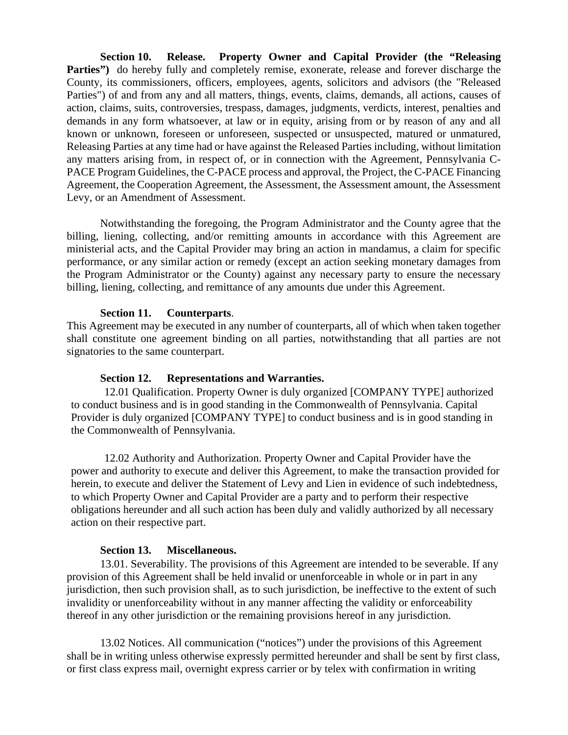**Section 10. Release. Property Owner and Capital Provider (the "Releasing Parties")** do hereby fully and completely remise, exonerate, release and forever discharge the County, its commissioners, officers, employees, agents, solicitors and advisors (the "Released Parties") of and from any and all matters, things, events, claims, demands, all actions, causes of action, claims, suits, controversies, trespass, damages, judgments, verdicts, interest, penalties and demands in any form whatsoever, at law or in equity, arising from or by reason of any and all known or unknown, foreseen or unforeseen, suspected or unsuspected, matured or unmatured, Releasing Parties at any time had or have against the Released Parties including, without limitation any matters arising from, in respect of, or in connection with the Agreement, Pennsylvania C-PACE Program Guidelines, the C-PACE process and approval, the Project, the C-PACE Financing Agreement, the Cooperation Agreement, the Assessment, the Assessment amount, the Assessment Levy, or an Amendment of Assessment.

Notwithstanding the foregoing, the Program Administrator and the County agree that the billing, liening, collecting, and/or remitting amounts in accordance with this Agreement are ministerial acts, and the Capital Provider may bring an action in mandamus, a claim for specific performance, or any similar action or remedy (except an action seeking monetary damages from the Program Administrator or the County) against any necessary party to ensure the necessary billing, liening, collecting, and remittance of any amounts due under this Agreement.

**Section 11. Counterparts**.
This Agreement may be executed in any number of counterparts, all of which when taken together shall constitute one agreement binding on all parties, notwithstanding that all parties are not signatories to the same counterpart.

**Section 12. Representations and Warranties.**

12.01 Qualification. Property Owner is duly organized [COMPANY TYPE] authorized to conduct business and is in good standing in the Commonwealth of Pennsylvania. Capital Provider is duly organized [COMPANY TYPE] to conduct business and is in good standing in the Commonwealth of Pennsylvania.

12.02 Authority and Authorization. Property Owner and Capital Provider have the power and authority to execute and deliver this Agreement, to make the transaction provided for herein, to execute and deliver the Statement of Levy and Lien in evidence of such indebtedness, to which Property Owner and Capital Provider are a party and to perform their respective obligations hereunder and all such action has been duly and validly authorized by all necessary action on their respective part.

**Section 13. Miscellaneous.**

13.01. Severability. The provisions of this Agreement are intended to be severable. If any provision of this Agreement shall be held invalid or unenforceable in whole or in part in any jurisdiction, then such provision shall, as to such jurisdiction, be ineffective to the extent of such invalidity or unenforceability without in any manner affecting the validity or enforceability thereof in any other jurisdiction or the remaining provisions hereof in any jurisdiction.

13.02 Notices. All communication ("notices") under the provisions of this Agreement shall be in writing unless otherwise expressly permitted hereunder and shall be sent by first class, or first class express mail, overnight express carrier or by telex with confirmation in writing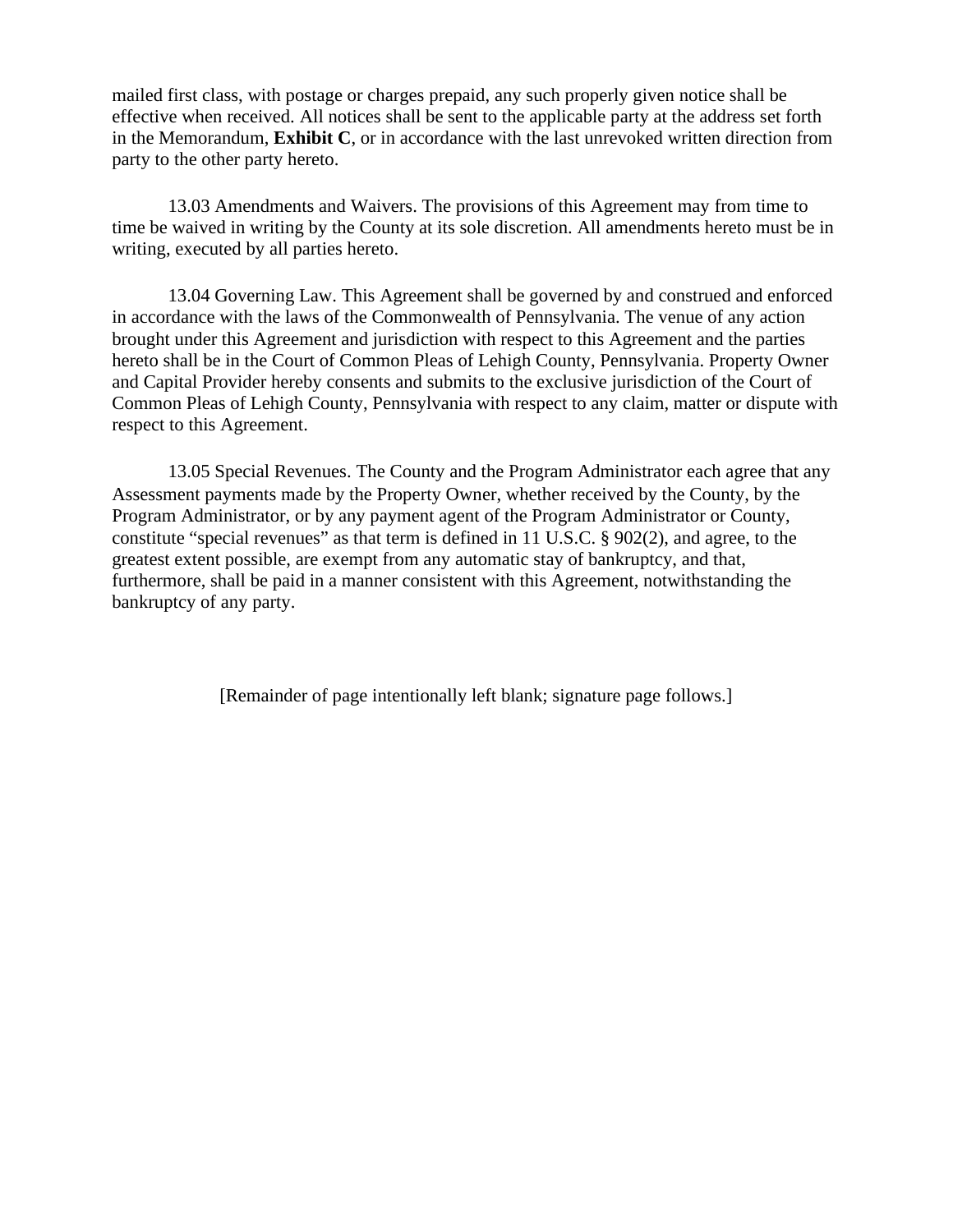mailed first class, with postage or charges prepaid, any such properly given notice shall be effective when received. All notices shall be sent to the applicable party at the address set forth in the Memorandum, **Exhibit C**, or in accordance with the last unrevoked written direction from party to the other party hereto.

13.03 Amendments and Waivers. The provisions of this Agreement may from time to time be waived in writing by the County at its sole discretion. All amendments hereto must be in writing, executed by all parties hereto.

13.04 Governing Law. This Agreement shall be governed by and construed and enforced in accordance with the laws of the Commonwealth of Pennsylvania. The venue of any action brought under this Agreement and jurisdiction with respect to this Agreement and the parties hereto shall be in the Court of Common Pleas of Lehigh County, Pennsylvania. Property Owner and Capital Provider hereby consents and submits to the exclusive jurisdiction of the Court of Common Pleas of Lehigh County, Pennsylvania with respect to any claim, matter or dispute with respect to this Agreement.

13.05 Special Revenues. The County and the Program Administrator each agree that any Assessment payments made by the Property Owner, whether received by the County, by the Program Administrator, or by any payment agent of the Program Administrator or County, constitute "special revenues" as that term is defined in 11 U.S.C. § 902(2), and agree, to the greatest extent possible, are exempt from any automatic stay of bankruptcy, and that, furthermore, shall be paid in a manner consistent with this Agreement, notwithstanding the bankruptcy of any party.

[Remainder of page intentionally left blank; signature page follows.]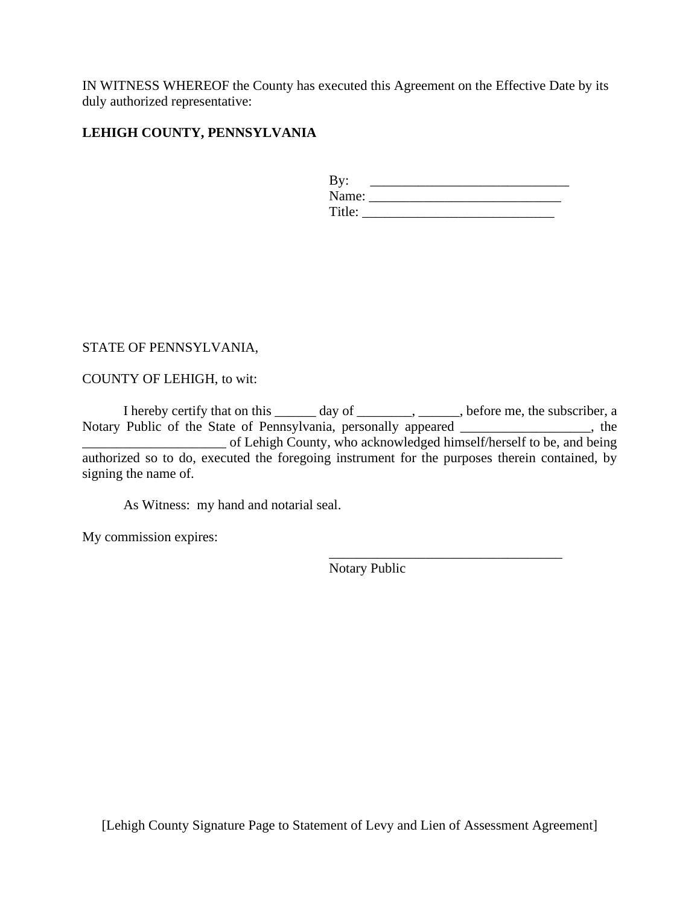IN WITNESS WHEREOF the County has executed this Agreement on the Effective Date by its duly authorized representative:

**LEHIGH COUNTY, PENNSYLVANIA**

By: ______________________________
Name: ____________________________
Title: _____________________________

STATE OF PENNSYLVANIA,

COUNTY OF LEHIGH, to wit:

I hereby certify that on this ______ day of ________, ______, before me, the subscriber, a Notary Public of the State of Pennsylvania, personally appeared ___________________, the _____________________ of Lehigh County, who acknowledged himself/herself to be, and being authorized so to do, executed the foregoing instrument for the purposes therein contained, by signing the name of.

As Witness: my hand and notarial seal.

My commission expires:

___________________________________
Notary Public

[Lehigh County Signature Page to Statement of Levy and Lien of Assessment Agreement]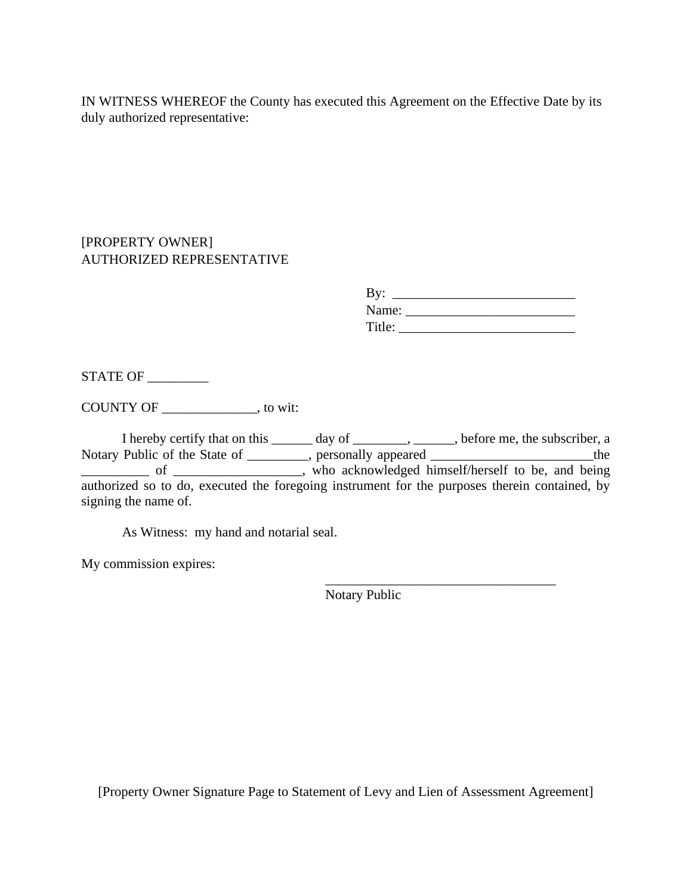IN WITNESS WHEREOF the County has executed this Agreement on the Effective Date by its duly authorized representative:

[PROPERTY OWNER]
AUTHORIZED REPRESENTATIVE

By: ___________________________
Name: _________________________
Title: __________________________

STATE OF _________

COUNTY OF ______________, to wit:

I hereby certify that on this ______ day of ________, ______, before me, the subscriber, a Notary Public of the State of _________, personally appeared ________________________the __________ of ___________________, who acknowledged himself/herself to be, and being authorized so to do, executed the foregoing instrument for the purposes therein contained, by signing the name of.

As Witness: my hand and notarial seal.

My commission expires:

___________________________________
Notary Public

[Property Owner Signature Page to Statement of Levy and Lien of Assessment Agreement]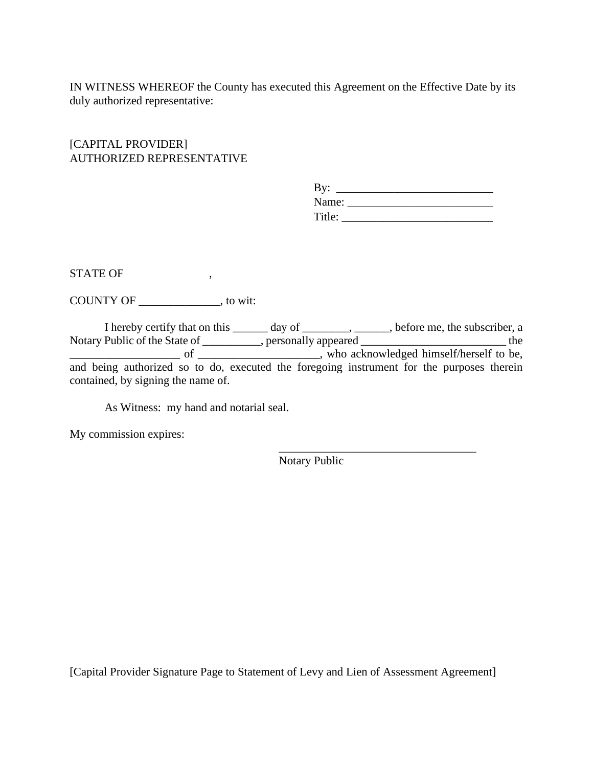IN WITNESS WHEREOF the County has executed this Agreement on the Effective Date by its duly authorized representative:

[CAPITAL PROVIDER]
AUTHORIZED REPRESENTATIVE

By: ___________________________
Name: _________________________
Title: __________________________

STATE OF ,

COUNTY OF ______________, to wit:

I hereby certify that on this ______ day of ________, ______, before me, the subscriber, a Notary Public of the State of __________, personally appeared __________________________ the ___________________ of _____________________, who acknowledged himself/herself to be, and being authorized so to do, executed the foregoing instrument for the purposes therein contained, by signing the name of.

As Witness: my hand and notarial seal.

My commission expires:

___________________________________
Notary Public

[Capital Provider Signature Page to Statement of Levy and Lien of Assessment Agreement]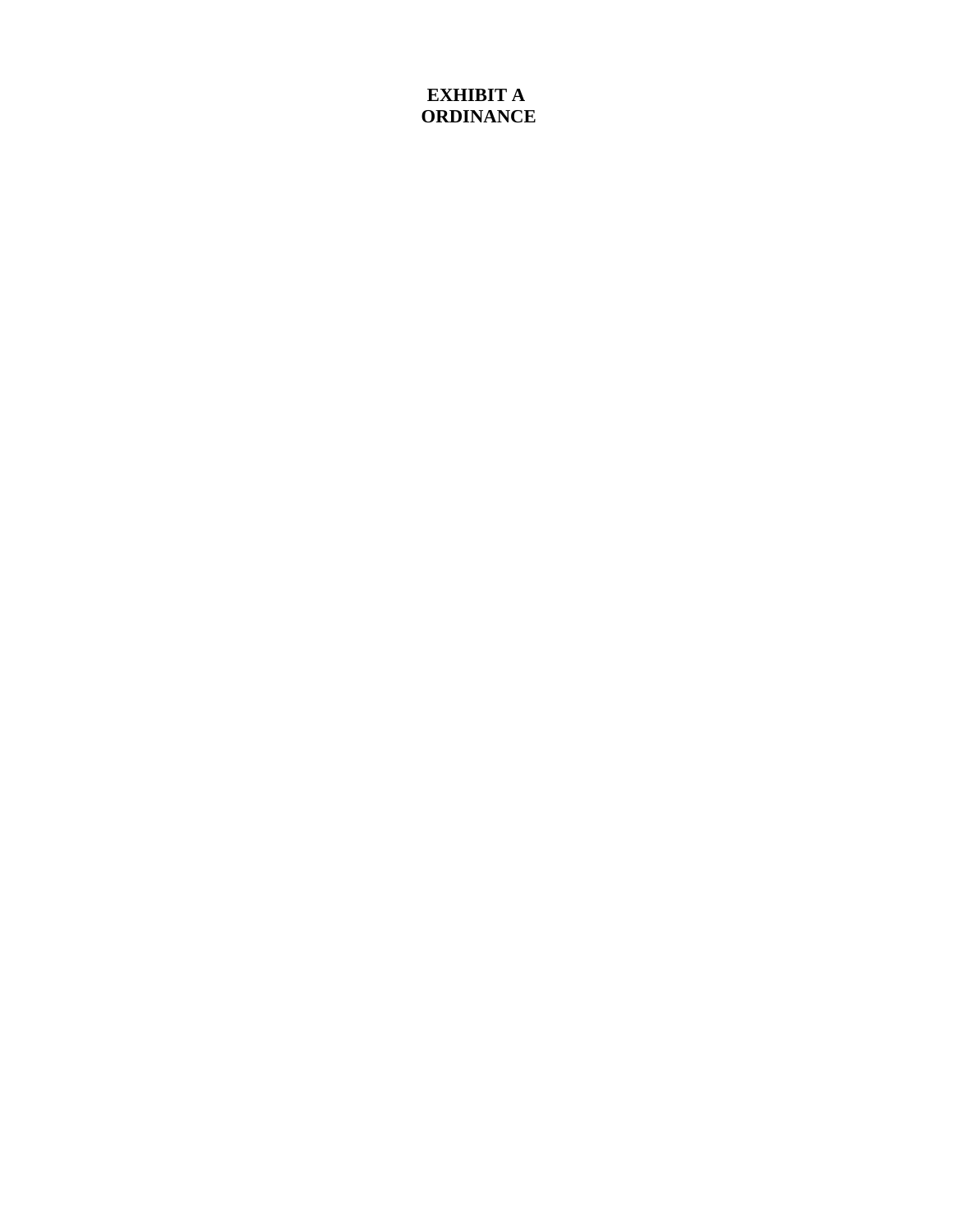**EXHIBIT A**
**ORDINANCE**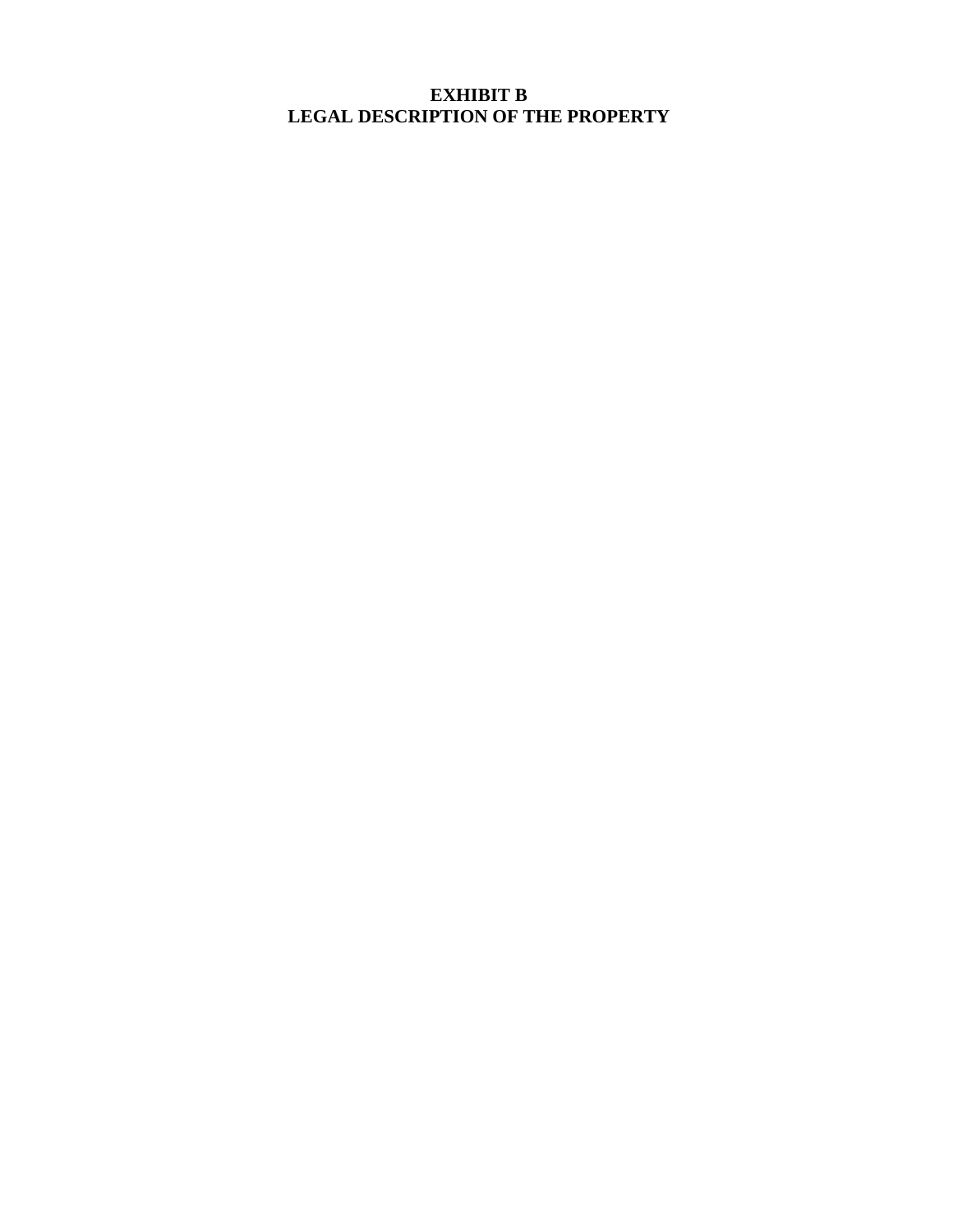# EXHIBIT B
# LEGAL DESCRIPTION OF THE PROPERTY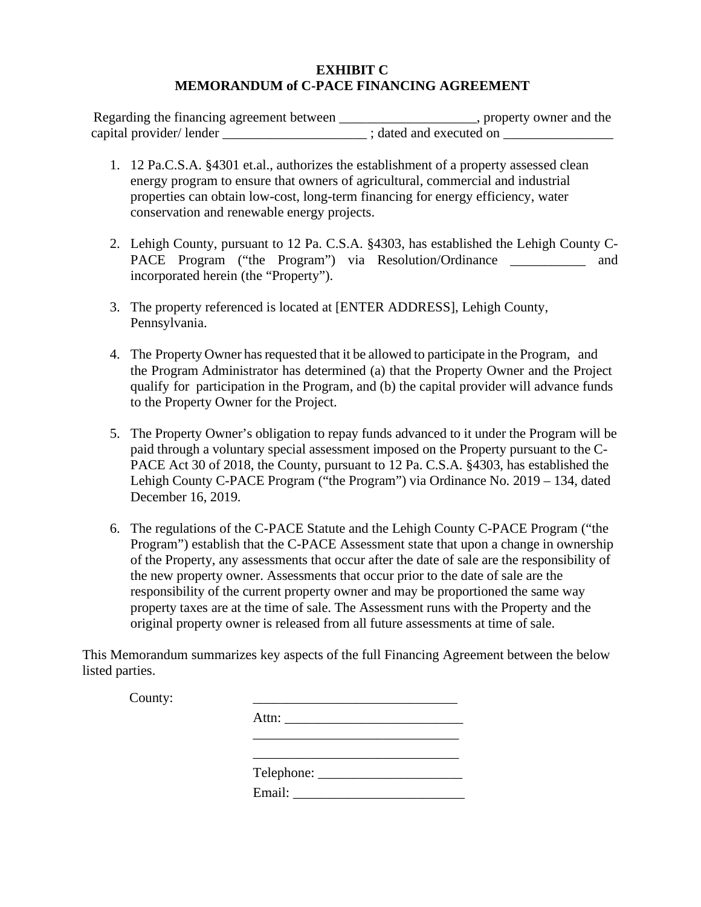**EXHIBIT C**
**MEMORANDUM of C-PACE FINANCING AGREEMENT**

Regarding the financing agreement between ___________________, property owner and the capital provider/ lender ____________________ ; dated and executed on _______________

1. 12 Pa.C.S.A. §4301 et.al., authorizes the establishment of a property assessed clean energy program to ensure that owners of agricultural, commercial and industrial properties can obtain low-cost, long-term financing for energy efficiency, water conservation and renewable energy projects.

2. Lehigh County, pursuant to 12 Pa. C.S.A. §4303, has established the Lehigh County C-PACE Program ("the Program") via Resolution/Ordinance __________ and incorporated herein (the "Property").

3. The property referenced is located at [ENTER ADDRESS], Lehigh County, Pennsylvania.

4. The Property Owner has requested that it be allowed to participate in the Program, and the Program Administrator has determined (a) that the Property Owner and the Project qualify for participation in the Program, and (b) the capital provider will advance funds to the Property Owner for the Project.

5. The Property Owner's obligation to repay funds advanced to it under the Program will be paid through a voluntary special assessment imposed on the Property pursuant to the C-PACE Act 30 of 2018, the County, pursuant to 12 Pa. C.S.A. §4303, has established the Lehigh County C-PACE Program ("the Program") via Ordinance No. 2019 – 134, dated December 16, 2019.

6. The regulations of the C-PACE Statute and the Lehigh County C-PACE Program ("the Program") establish that the C-PACE Assessment state that upon a change in ownership of the Property, any assessments that occur after the date of sale are the responsibility of the new property owner. Assessments that occur prior to the date of sale are the responsibility of the current property owner and may be proportioned the same way property taxes are at the time of sale. The Assessment runs with the Property and the original property owner is released from all future assessments at time of sale.

This Memorandum summarizes key aspects of the full Financing Agreement between the below listed parties.

County: ____________________________
Attn: ________________________
____________________________
____________________________
Telephone: ____________________
Email: ______________________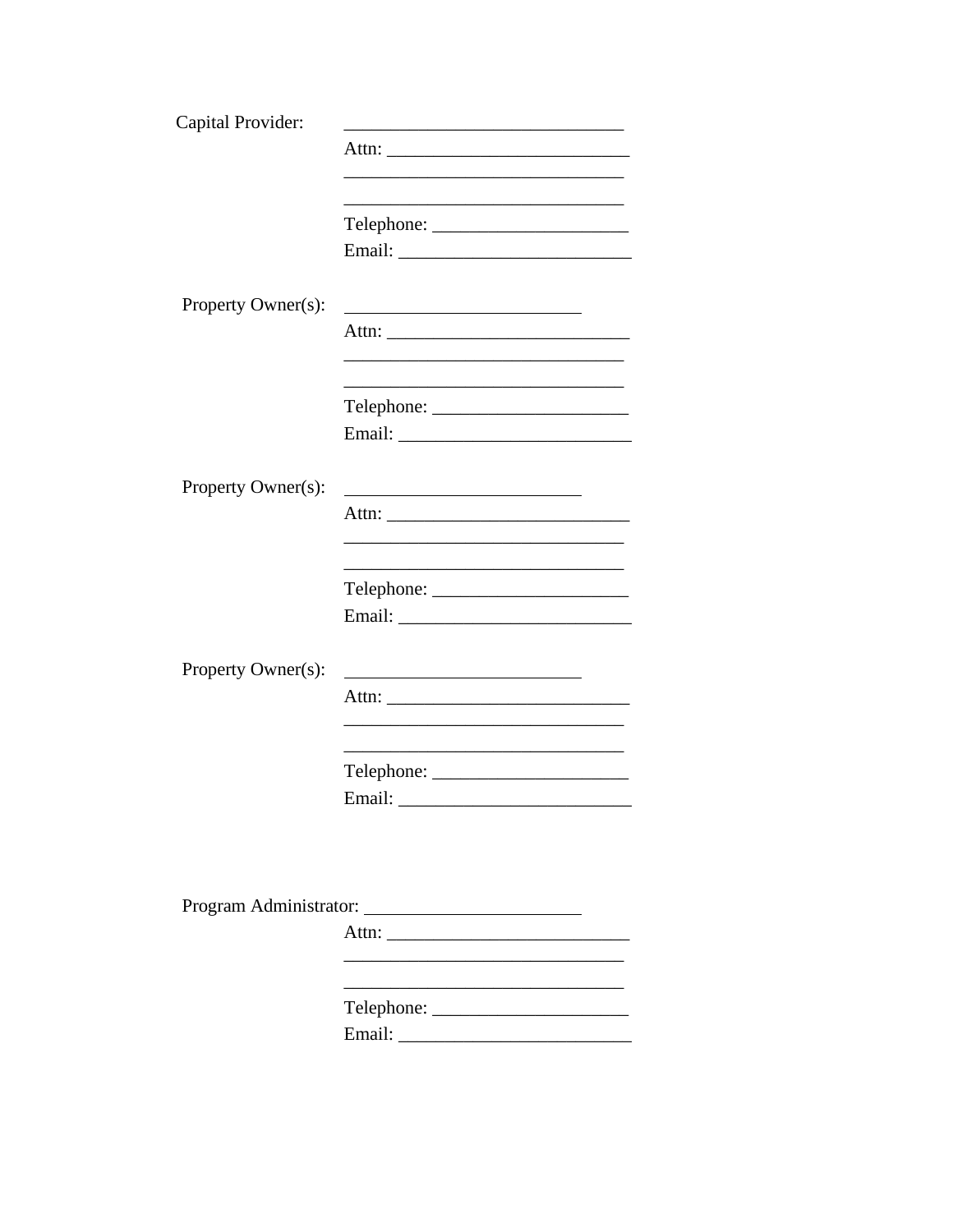Capital Provider: ______________________________
Attn: __________________________
______________________________
______________________________
Telephone: _____________________
Email: _________________________

Property Owner(s): _________________________
Attn: __________________________
______________________________
______________________________
Telephone: _____________________
Email: _________________________

Property Owner(s): _________________________
Attn: __________________________
______________________________
______________________________
Telephone: _____________________
Email: _________________________

Property Owner(s): _________________________
Attn: __________________________
______________________________
______________________________
Telephone: _____________________
Email: _________________________

Program Administrator: _______________________
Attn: __________________________
______________________________
______________________________
Telephone: _____________________
Email: _________________________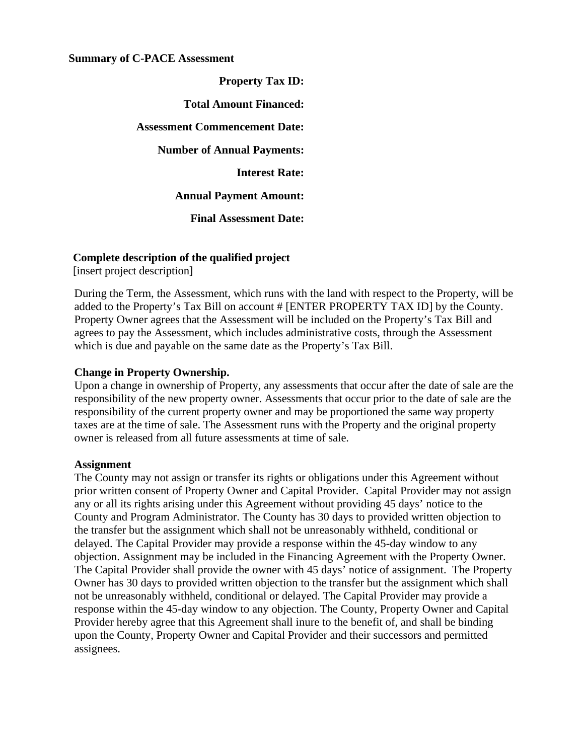**Summary of C-PACE Assessment**

**Property Tax ID:**

**Total Amount Financed:**

**Assessment Commencement Date:**

**Number of Annual Payments:**

**Interest Rate:**

**Annual Payment Amount:**

**Final Assessment Date:**

**Complete description of the qualified project**
[insert project description]

During the Term, the Assessment, which runs with the land with respect to the Property, will be added to the Property's Tax Bill on account # [ENTER PROPERTY TAX ID] by the County. Property Owner agrees that the Assessment will be included on the Property's Tax Bill and agrees to pay the Assessment, which includes administrative costs, through the Assessment which is due and payable on the same date as the Property's Tax Bill.

**Change in Property Ownership.**
Upon a change in ownership of Property, any assessments that occur after the date of sale are the responsibility of the new property owner. Assessments that occur prior to the date of sale are the responsibility of the current property owner and may be proportioned the same way property taxes are at the time of sale. The Assessment runs with the Property and the original property owner is released from all future assessments at time of sale.

**Assignment**
The County may not assign or transfer its rights or obligations under this Agreement without prior written consent of Property Owner and Capital Provider. Capital Provider may not assign any or all its rights arising under this Agreement without providing 45 days' notice to the County and Program Administrator. The County has 30 days to provided written objection to the transfer but the assignment which shall not be unreasonably withheld, conditional or delayed. The Capital Provider may provide a response within the 45-day window to any objection. Assignment may be included in the Financing Agreement with the Property Owner. The Capital Provider shall provide the owner with 45 days' notice of assignment. The Property Owner has 30 days to provided written objection to the transfer but the assignment which shall not be unreasonably withheld, conditional or delayed. The Capital Provider may provide a response within the 45-day window to any objection. The County, Property Owner and Capital Provider hereby agree that this Agreement shall inure to the benefit of, and shall be binding upon the County, Property Owner and Capital Provider and their successors and permitted assignees.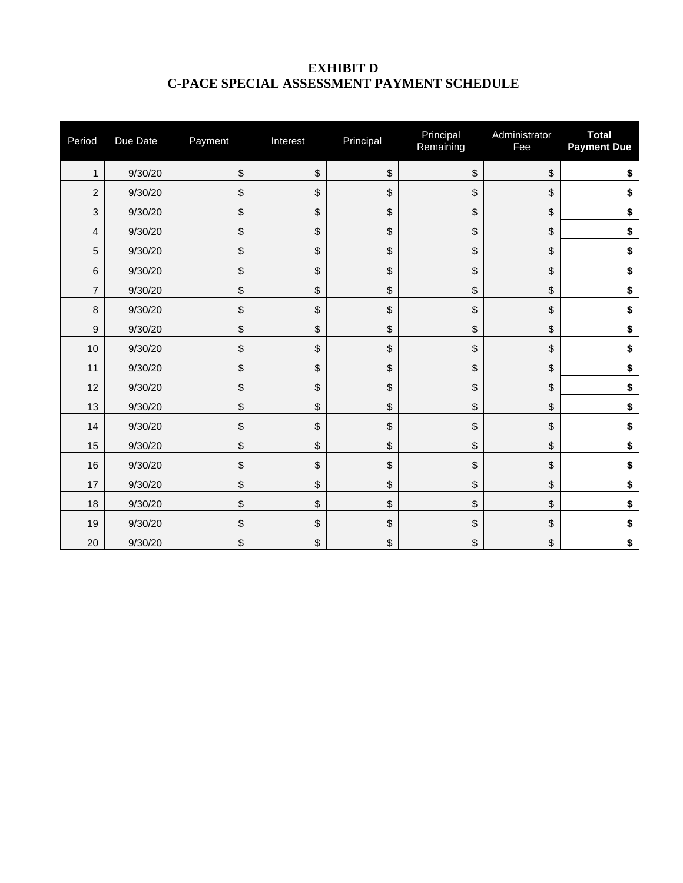# EXHIBIT D
# C-PACE SPECIAL ASSESSMENT PAYMENT SCHEDULE

| Period | Due Date | Payment | Interest | Principal | Principal Remaining | Administrator Fee | **Total Payment Due** |
|---|---|---|---|---|---|---|---|
| 1 | 9/30/20 | $ | $ | $ | $ | $ | **$** |
| 2 | 9/30/20 | $ | $ | $ | $ | $ | **$** |
| 3 | 9/30/20 | $ | $ | $ | $ | $ | **$** |
| 4 | 9/30/20 | $ | $ | $ | $ | $ | **$** |
| 5 | 9/30/20 | $ | $ | $ | $ | $ | **$** |
| 6 | 9/30/20 | $ | $ | $ | $ | $ | **$** |
| 7 | 9/30/20 | $ | $ | $ | $ | $ | **$** |
| 8 | 9/30/20 | $ | $ | $ | $ | $ | **$** |
| 9 | 9/30/20 | $ | $ | $ | $ | $ | **$** |
| 10 | 9/30/20 | $ | $ | $ | $ | $ | **$** |
| 11 | 9/30/20 | $ | $ | $ | $ | $ | **$** |
| 12 | 9/30/20 | $ | $ | $ | $ | $ | **$** |
| 13 | 9/30/20 | $ | $ | $ | $ | $ | **$** |
| 14 | 9/30/20 | $ | $ | $ | $ | $ | **$** |
| 15 | 9/30/20 | $ | $ | $ | $ | $ | **$** |
| 16 | 9/30/20 | $ | $ | $ | $ | $ | **$** |
| 17 | 9/30/20 | $ | $ | $ | $ | $ | **$** |
| 18 | 9/30/20 | $ | $ | $ | $ | $ | **$** |
| 19 | 9/30/20 | $ | $ | $ | $ | $ | **$** |
| 20 | 9/30/20 | $ | $ | $ | $ | $ | **$** |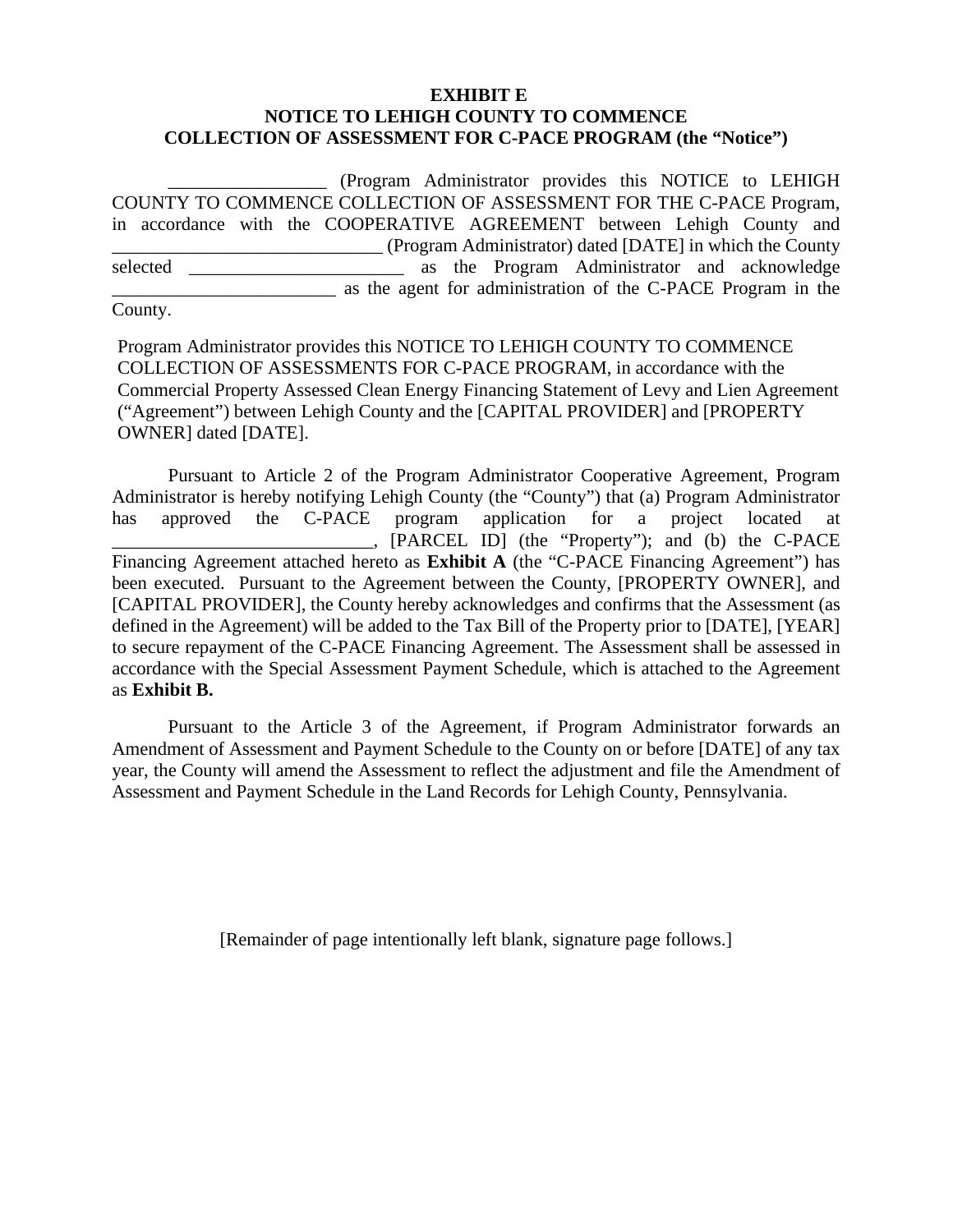**EXHIBIT E**
**NOTICE TO LEHIGH COUNTY TO COMMENCE**
**COLLECTION OF ASSESSMENT FOR C-PACE PROGRAM (the "Notice")**

_________________ (Program Administrator provides this NOTICE to LEHIGH COUNTY TO COMMENCE COLLECTION OF ASSESSMENT FOR THE C-PACE Program, in accordance with the COOPERATIVE AGREEMENT between Lehigh County and _____________________________ (Program Administrator) dated [DATE] in which the County selected ______________________ as the Program Administrator and acknowledge ________________________ as the agent for administration of the C-PACE Program in the County.

Program Administrator provides this NOTICE TO LEHIGH COUNTY TO COMMENCE COLLECTION OF ASSESSMENTS FOR C-PACE PROGRAM, in accordance with the Commercial Property Assessed Clean Energy Financing Statement of Levy and Lien Agreement ("Agreement") between Lehigh County and the [CAPITAL PROVIDER] and [PROPERTY OWNER] dated [DATE].

Pursuant to Article 2 of the Program Administrator Cooperative Agreement, Program Administrator is hereby notifying Lehigh County (the "County") that (a) Program Administrator has approved the C-PACE program application for a project located at ____________________________, [PARCEL ID] (the "Property"); and (b) the C-PACE Financing Agreement attached hereto as **Exhibit A** (the "C-PACE Financing Agreement") has been executed. Pursuant to the Agreement between the County, [PROPERTY OWNER], and [CAPITAL PROVIDER], the County hereby acknowledges and confirms that the Assessment (as defined in the Agreement) will be added to the Tax Bill of the Property prior to [DATE], [YEAR] to secure repayment of the C-PACE Financing Agreement. The Assessment shall be assessed in accordance with the Special Assessment Payment Schedule, which is attached to the Agreement as **Exhibit B.**

Pursuant to the Article 3 of the Agreement, if Program Administrator forwards an Amendment of Assessment and Payment Schedule to the County on or before [DATE] of any tax year, the County will amend the Assessment to reflect the adjustment and file the Amendment of Assessment and Payment Schedule in the Land Records for Lehigh County, Pennsylvania.

[Remainder of page intentionally left blank, signature page follows.]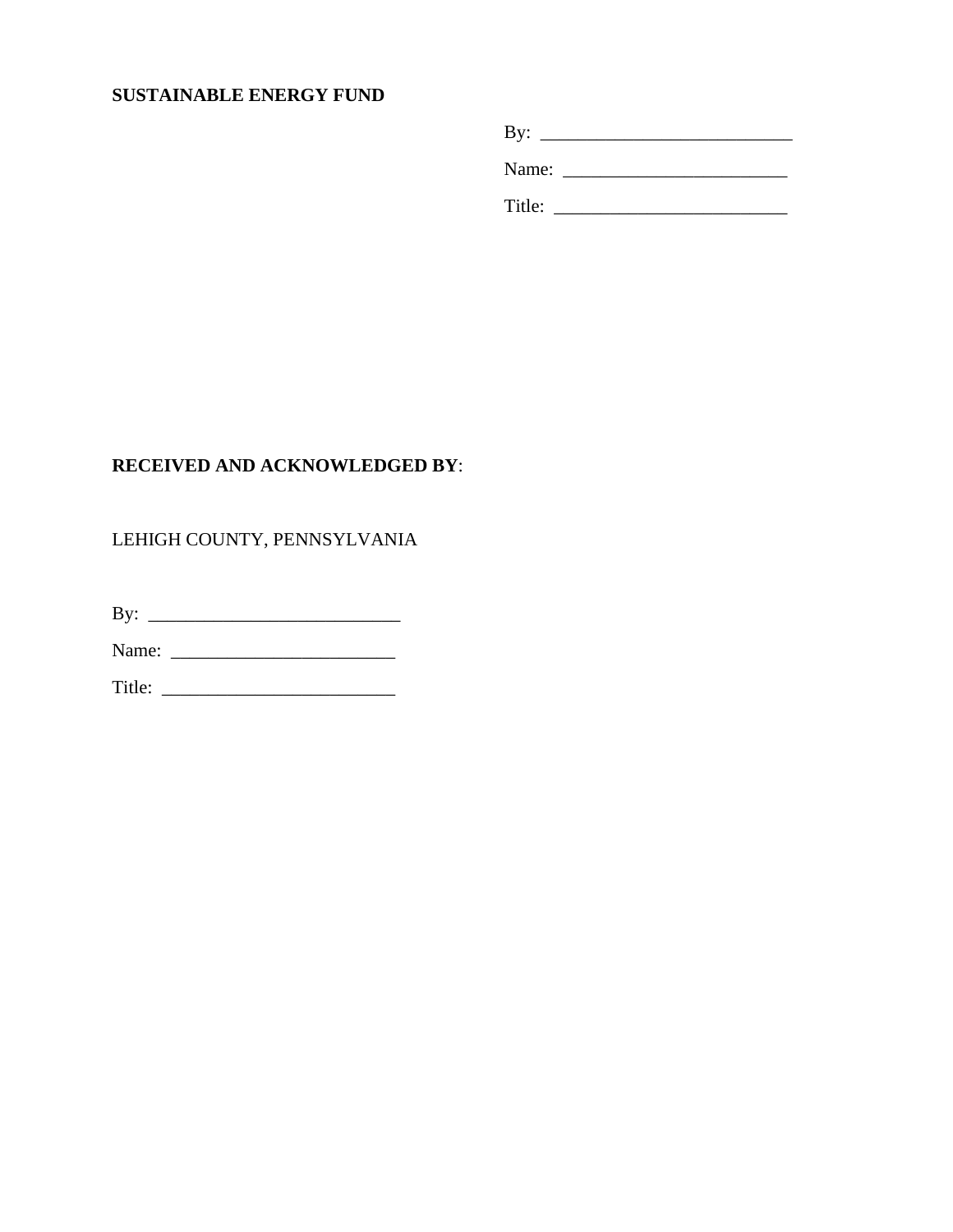**SUSTAINABLE ENERGY FUND**

By: ___________________________

Name: ________________________

Title: _________________________

**RECEIVED AND ACKNOWLEDGED BY**:

LEHIGH COUNTY, PENNSYLVANIA

By: ___________________________

Name: ________________________

Title: _________________________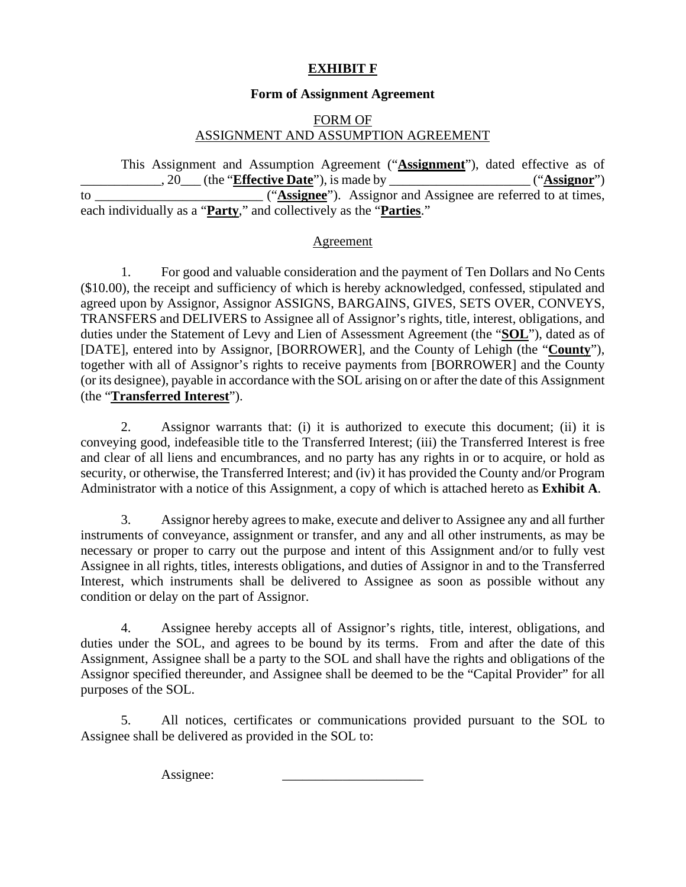**EXHIBIT F**

**Form of Assignment Agreement**

FORM OF
ASSIGNMENT AND ASSUMPTION AGREEMENT

This Assignment and Assumption Agreement ("**Assignment**"), dated effective as of ____________, 20___ (the "**Effective Date**"), is made by _____________________ ("**Assignor**") to _________________________ ("**Assignee**"). Assignor and Assignee are referred to at times, each individually as a "**Party**," and collectively as the "**Parties**."

Agreement

1. For good and valuable consideration and the payment of Ten Dollars and No Cents ($10.00), the receipt and sufficiency of which is hereby acknowledged, confessed, stipulated and agreed upon by Assignor, Assignor ASSIGNS, BARGAINS, GIVES, SETS OVER, CONVEYS, TRANSFERS and DELIVERS to Assignee all of Assignor's rights, title, interest, obligations, and duties under the Statement of Levy and Lien of Assessment Agreement (the "**SOL**"), dated as of [DATE], entered into by Assignor, [BORROWER], and the County of Lehigh (the "**County**"), together with all of Assignor's rights to receive payments from [BORROWER] and the County (or its designee), payable in accordance with the SOL arising on or after the date of this Assignment (the "**Transferred Interest**").

2. Assignor warrants that: (i) it is authorized to execute this document; (ii) it is conveying good, indefeasible title to the Transferred Interest; (iii) the Transferred Interest is free and clear of all liens and encumbrances, and no party has any rights in or to acquire, or hold as security, or otherwise, the Transferred Interest; and (iv) it has provided the County and/or Program Administrator with a notice of this Assignment, a copy of which is attached hereto as **Exhibit A**.

3. Assignor hereby agrees to make, execute and deliver to Assignee any and all further instruments of conveyance, assignment or transfer, and any and all other instruments, as may be necessary or proper to carry out the purpose and intent of this Assignment and/or to fully vest Assignee in all rights, titles, interests obligations, and duties of Assignor in and to the Transferred Interest, which instruments shall be delivered to Assignee as soon as possible without any condition or delay on the part of Assignor.

4. Assignee hereby accepts all of Assignor's rights, title, interest, obligations, and duties under the SOL, and agrees to be bound by its terms. From and after the date of this Assignment, Assignee shall be a party to the SOL and shall have the rights and obligations of the Assignor specified thereunder, and Assignee shall be deemed to be the "Capital Provider" for all purposes of the SOL.

5. All notices, certificates or communications provided pursuant to the SOL to Assignee shall be delivered as provided in the SOL to:

Assignee: _____________________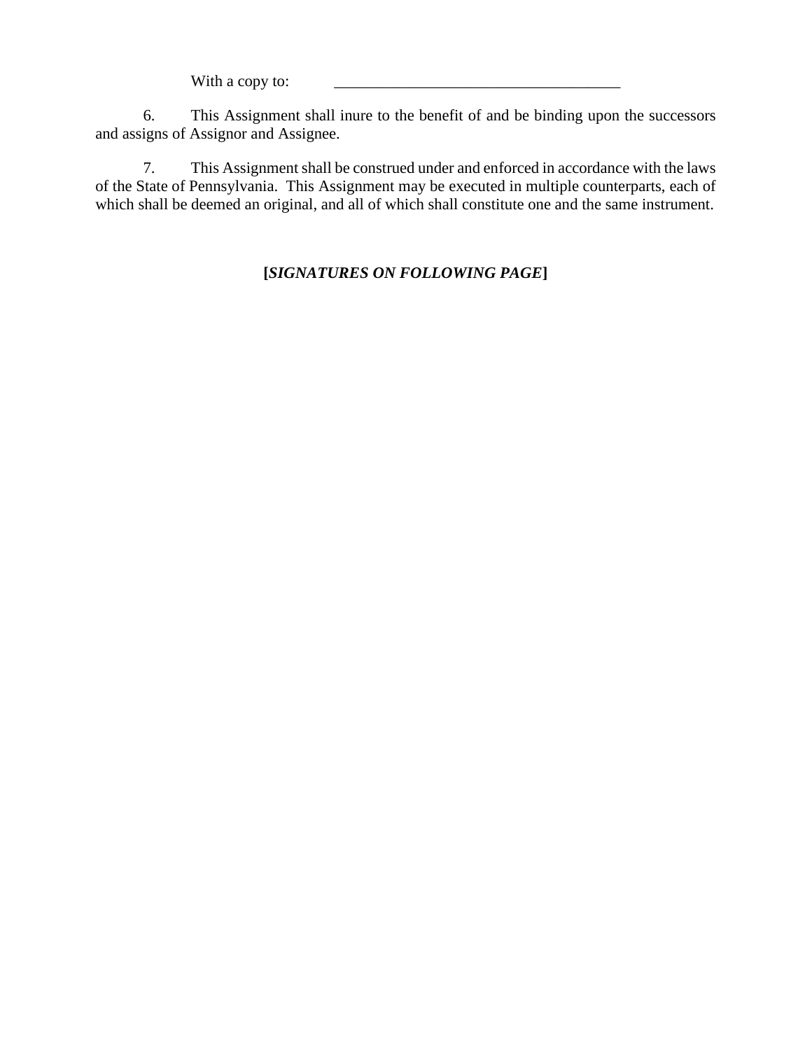With a copy to: ____________________________________

6. This Assignment shall inure to the benefit of and be binding upon the successors and assigns of Assignor and Assignee.

7. This Assignment shall be construed under and enforced in accordance with the laws of the State of Pennsylvania. This Assignment may be executed in multiple counterparts, each of which shall be deemed an original, and all of which shall constitute one and the same instrument.

**[*SIGNATURES ON FOLLOWING PAGE*]**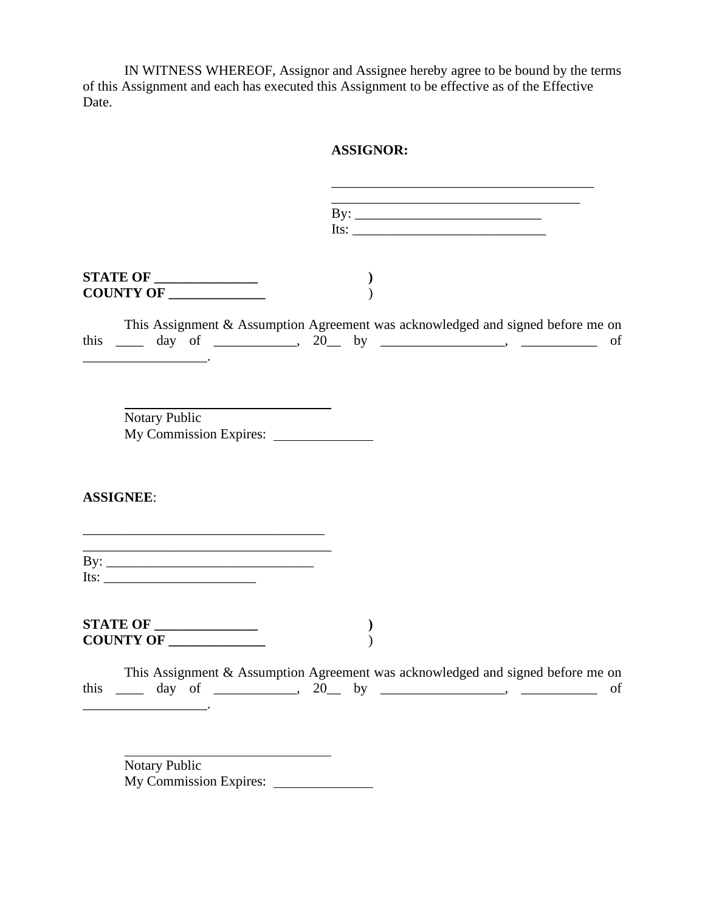IN WITNESS WHEREOF, Assignor and Assignee hereby agree to be bound by the terms of this Assignment and each has executed this Assignment to be effective as of the Effective Date.

**ASSIGNOR:**

_______________________________________

_____________________________________

By: ___________________________

Its: _____________________________

**STATE OF _______________ )**

**COUNTY OF ______________** )

This Assignment & Assumption Agreement was acknowledged and signed before me on this ____ day of ___________, 20__ by _________________, ___________ of _________________.

______________________________

Notary Public

My Commission Expires: ______________

**ASSIGNEE**:

____________________________________

_____________________________________

By: ______________________________

Its: ______________________

**STATE OF _______________ )**

**COUNTY OF ______________** )

This Assignment & Assumption Agreement was acknowledged and signed before me on this ____ day of ___________, 20__ by _________________, ___________ of _________________.

______________________________

Notary Public

My Commission Expires: ______________